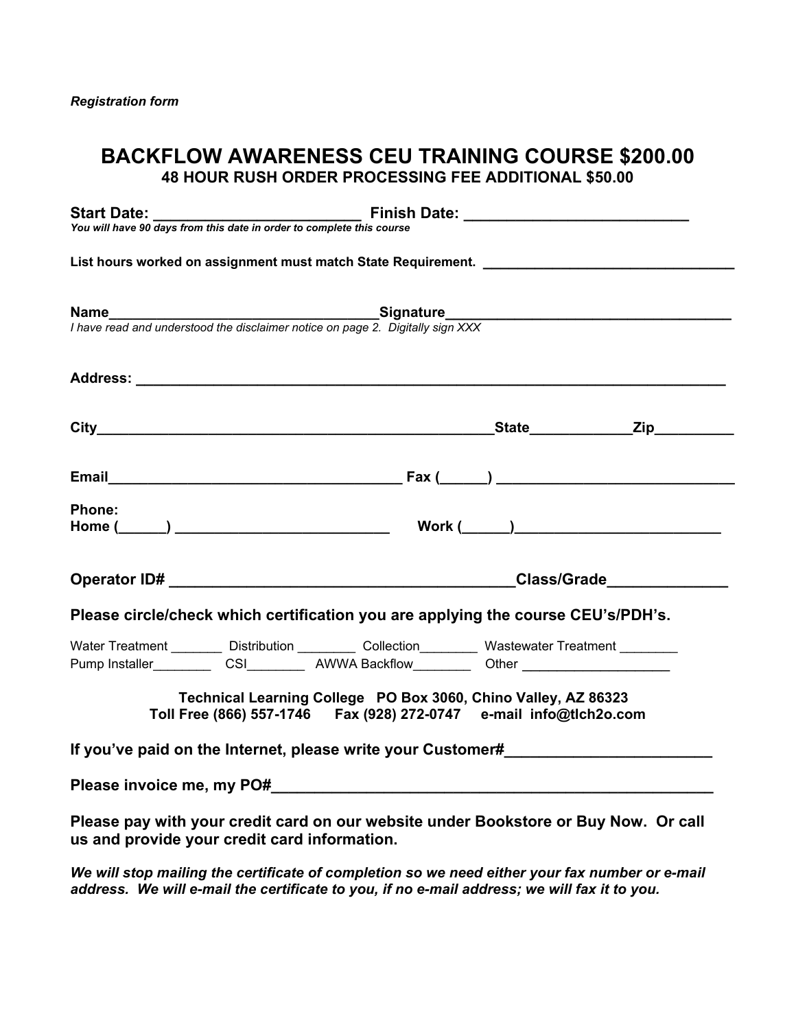*Registration form*

# BACKFLOW AWARENESS CEU TRAINING COURSE $200.00

## 48 HOUR RUSH ORDER PROCESSING FEE ADDITIONAL $50.00

**Start Date:** ________________________ **Finish Date:** __________________________
***You will have 90 days from this date in order to complete this course***

**List hours worked on assignment must match State Requirement.** ________________________________

**Name**_________________________________**Signature**___________________________________
*I have read and understood the disclaimer notice on page 2. Digitally sign XXX*

**Address:** ____________________________________________________________________________

**City**___________________________________________________**State**____________**Zip**__________

**Email**_____________________________________ **Fax** (______) _____________________________

**Phone:**
**Home** (______) ___________________________ **Work** (______)__________________________

**Operator ID#** ________________________________________**Class/Grade**______________

**Please circle/check which certification you are applying the course CEU's/PDH's.**

Water Treatment _______ Distribution ________ Collection________ Wastewater Treatment ________
Pump Installer________ CSI________ AWWA Backflow________ Other ___________________

**Technical Learning College PO Box 3060, Chino Valley, AZ 86323**
**Toll Free (866) 557-1746 Fax (928) 272-0747 e-mail info@tlch2o.com**

**If you've paid on the Internet, please write your Customer#**_______________________

**Please invoice me, my PO#**_____________________________________________________

**Please pay with your credit card on our website under Bookstore or Buy Now. Or call us and provide your credit card information.**

***We will stop mailing the certificate of completion so we need either your fax number or e-mail address. We will e-mail the certificate to you, if no e-mail address; we will fax it to you.***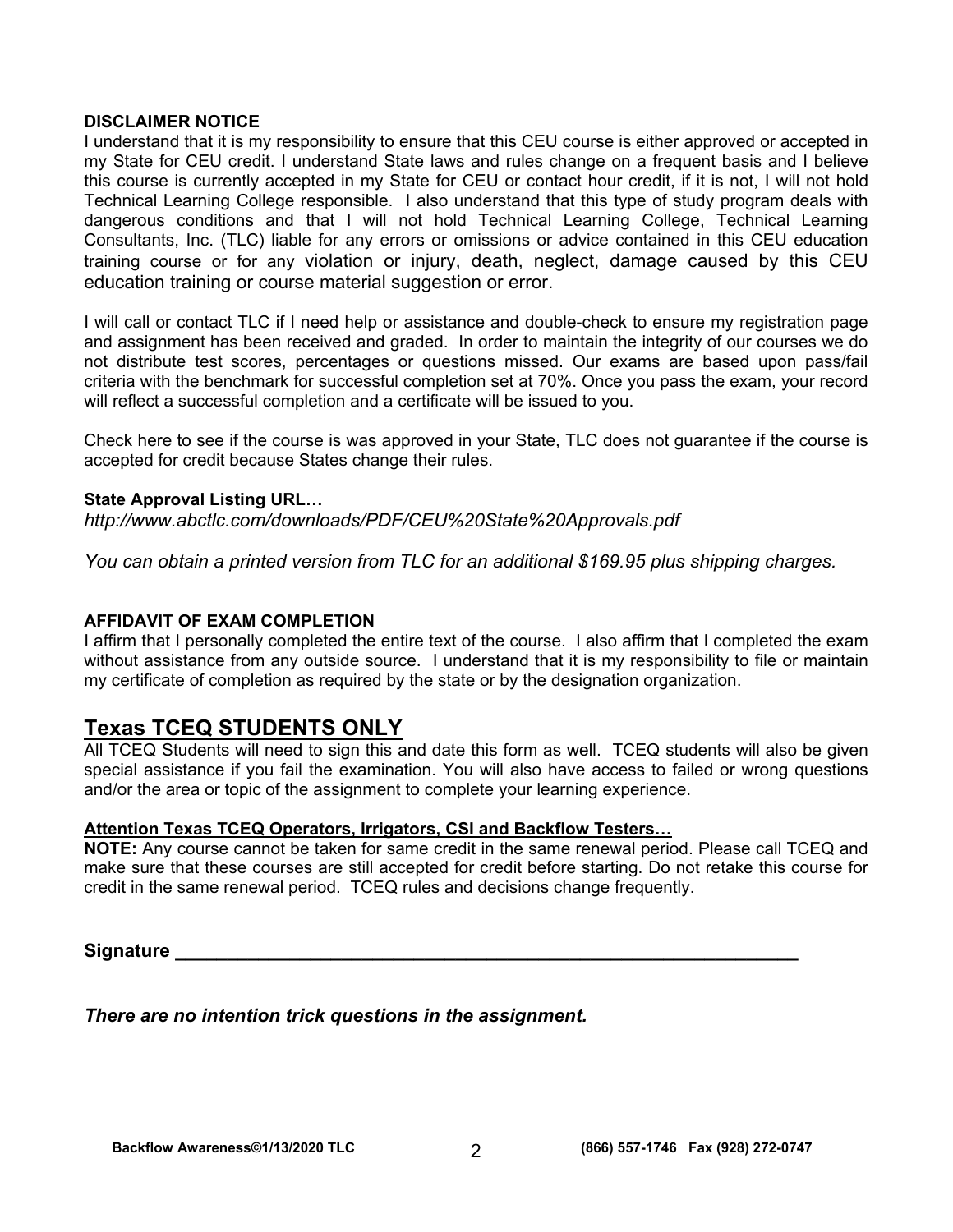**DISCLAIMER NOTICE**

I understand that it is my responsibility to ensure that this CEU course is either approved or accepted in my State for CEU credit. I understand State laws and rules change on a frequent basis and I believe this course is currently accepted in my State for CEU or contact hour credit, if it is not, I will not hold Technical Learning College responsible. I also understand that this type of study program deals with dangerous conditions and that I will not hold Technical Learning College, Technical Learning Consultants, Inc. (TLC) liable for any errors or omissions or advice contained in this CEU education training course or for any violation or injury, death, neglect, damage caused by this CEU education training or course material suggestion or error.

I will call or contact TLC if I need help or assistance and double-check to ensure my registration page and assignment has been received and graded. In order to maintain the integrity of our courses we do not distribute test scores, percentages or questions missed. Our exams are based upon pass/fail criteria with the benchmark for successful completion set at 70%. Once you pass the exam, your record will reflect a successful completion and a certificate will be issued to you.

Check here to see if the course is was approved in your State, TLC does not guarantee if the course is accepted for credit because States change their rules.

**State Approval Listing URL…**

*http://www.abctlc.com/downloads/PDF/CEU%20State%20Approvals.pdf*

*You can obtain a printed version from TLC for an additional $169.95 plus shipping charges.*

**AFFIDAVIT OF EXAM COMPLETION**

I affirm that I personally completed the entire text of the course. I also affirm that I completed the exam without assistance from any outside source. I understand that it is my responsibility to file or maintain my certificate of completion as required by the state or by the designation organization.

## Texas TCEQ STUDENTS ONLY

All TCEQ Students will need to sign this and date this form as well. TCEQ students will also be given special assistance if you fail the examination. You will also have access to failed or wrong questions and/or the area or topic of the assignment to complete your learning experience.

**Attention Texas TCEQ Operators, Irrigators, CSI and Backflow Testers…**

**NOTE:** Any course cannot be taken for same credit in the same renewal period. Please call TCEQ and make sure that these courses are still accepted for credit before starting. Do not retake this course for credit in the same renewal period. TCEQ rules and decisions change frequently.

**Signature \_\_\_\_\_\_\_\_\_\_\_\_\_\_\_\_\_\_\_\_\_\_\_\_\_\_\_\_\_\_\_\_\_\_\_\_\_\_\_\_\_\_\_\_\_\_\_\_\_\_\_\_\_\_\_\_\_\_\_\_**

***There are no intention trick questions in the assignment.***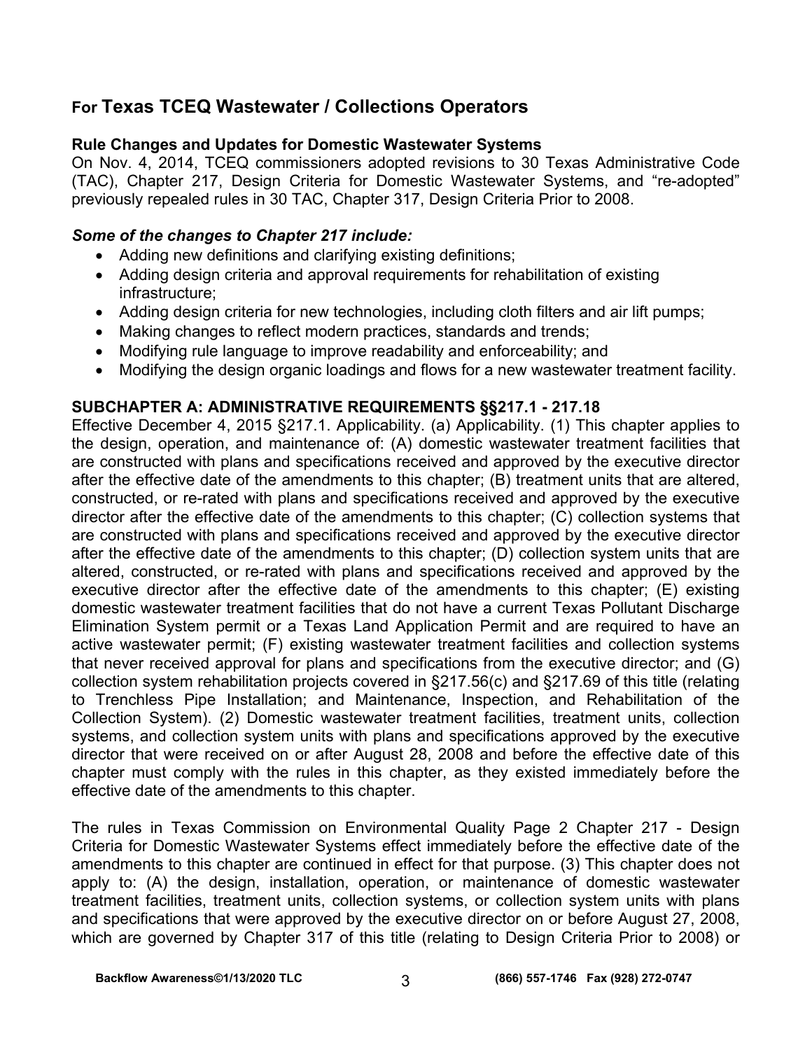## For Texas TCEQ Wastewater / Collections Operators

**Rule Changes and Updates for Domestic Wastewater Systems**

On Nov. 4, 2014, TCEQ commissioners adopted revisions to 30 Texas Administrative Code (TAC), Chapter 217, Design Criteria for Domestic Wastewater Systems, and "re-adopted" previously repealed rules in 30 TAC, Chapter 317, Design Criteria Prior to 2008.

***Some of the changes to Chapter 217 include:***

- Adding new definitions and clarifying existing definitions;
- Adding design criteria and approval requirements for rehabilitation of existing infrastructure;
- Adding design criteria for new technologies, including cloth filters and air lift pumps;
- Making changes to reflect modern practices, standards and trends;
- Modifying rule language to improve readability and enforceability; and
- Modifying the design organic loadings and flows for a new wastewater treatment facility.

**SUBCHAPTER A: ADMINISTRATIVE REQUIREMENTS §§217.1 - 217.18**

Effective December 4, 2015 §217.1. Applicability. (a) Applicability. (1) This chapter applies to the design, operation, and maintenance of: (A) domestic wastewater treatment facilities that are constructed with plans and specifications received and approved by the executive director after the effective date of the amendments to this chapter; (B) treatment units that are altered, constructed, or re-rated with plans and specifications received and approved by the executive director after the effective date of the amendments to this chapter; (C) collection systems that are constructed with plans and specifications received and approved by the executive director after the effective date of the amendments to this chapter; (D) collection system units that are altered, constructed, or re-rated with plans and specifications received and approved by the executive director after the effective date of the amendments to this chapter; (E) existing domestic wastewater treatment facilities that do not have a current Texas Pollutant Discharge Elimination System permit or a Texas Land Application Permit and are required to have an active wastewater permit; (F) existing wastewater treatment facilities and collection systems that never received approval for plans and specifications from the executive director; and (G) collection system rehabilitation projects covered in §217.56(c) and §217.69 of this title (relating to Trenchless Pipe Installation; and Maintenance, Inspection, and Rehabilitation of the Collection System). (2) Domestic wastewater treatment facilities, treatment units, collection systems, and collection system units with plans and specifications approved by the executive director that were received on or after August 28, 2008 and before the effective date of this chapter must comply with the rules in this chapter, as they existed immediately before the effective date of the amendments to this chapter.

The rules in Texas Commission on Environmental Quality Page 2 Chapter 217 - Design Criteria for Domestic Wastewater Systems effect immediately before the effective date of the amendments to this chapter are continued in effect for that purpose. (3) This chapter does not apply to: (A) the design, installation, operation, or maintenance of domestic wastewater treatment facilities, treatment units, collection systems, or collection system units with plans and specifications that were approved by the executive director on or before August 27, 2008, which are governed by Chapter 317 of this title (relating to Design Criteria Prior to 2008) or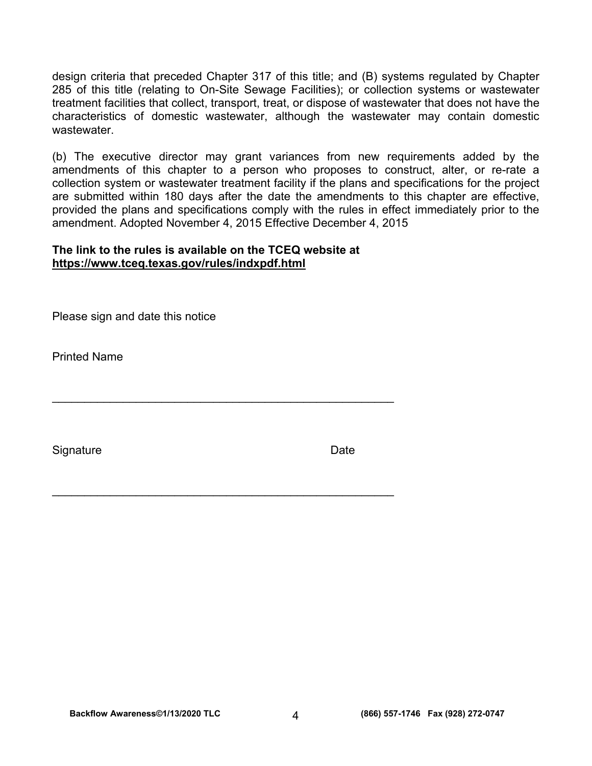design criteria that preceded Chapter 317 of this title; and (B) systems regulated by Chapter 285 of this title (relating to On-Site Sewage Facilities); or collection systems or wastewater treatment facilities that collect, transport, treat, or dispose of wastewater that does not have the characteristics of domestic wastewater, although the wastewater may contain domestic wastewater.

(b) The executive director may grant variances from new requirements added by the amendments of this chapter to a person who proposes to construct, alter, or re-rate a collection system or wastewater treatment facility if the plans and specifications for the project are submitted within 180 days after the date the amendments to this chapter are effective, provided the plans and specifications comply with the rules in effect immediately prior to the amendment. Adopted November 4, 2015 Effective December 4, 2015

**The link to the rules is available on the TCEQ website at**
**https://www.tceq.texas.gov/rules/indxpdf.html**

Please sign and date this notice

Printed Name

_______________________________________________________

Signature                                                                 Date

_______________________________________________________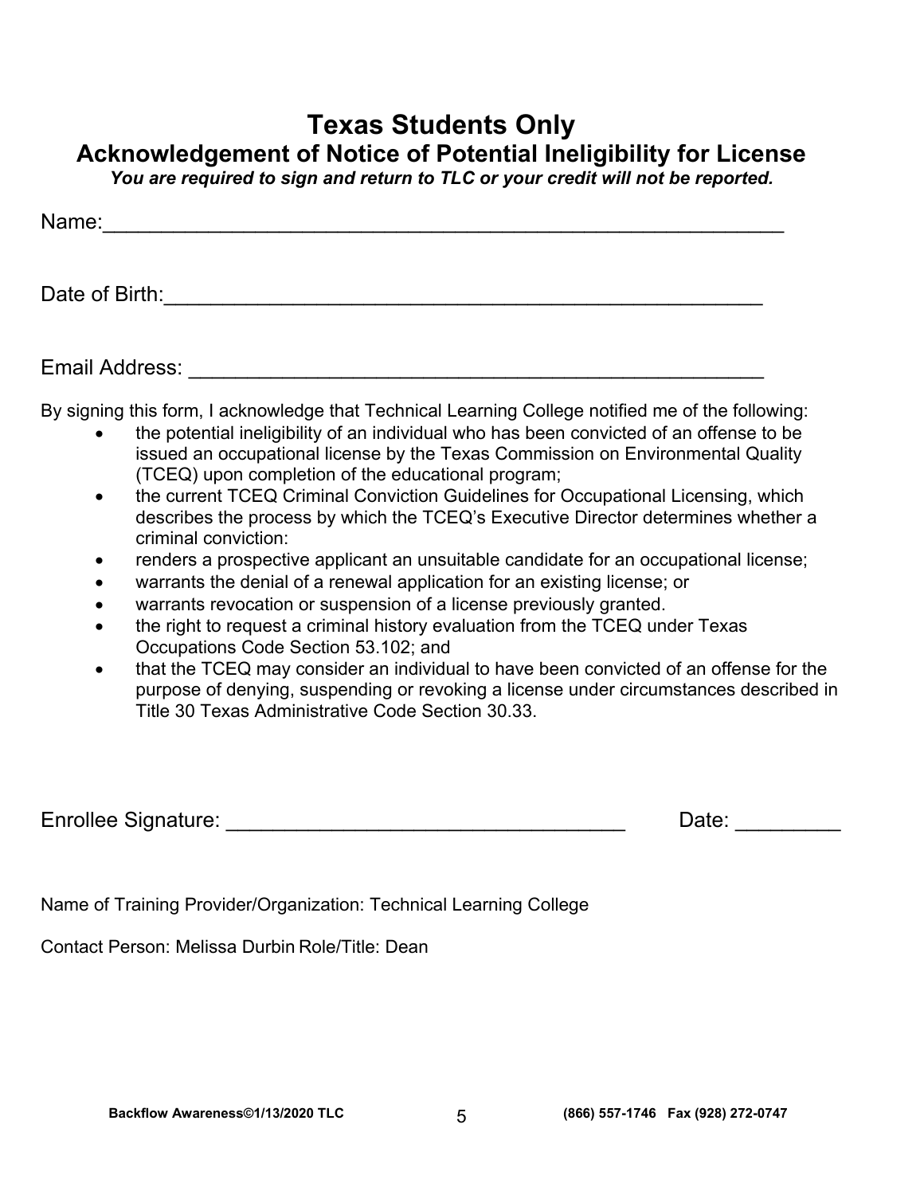# Texas Students Only

## Acknowledgement of Notice of Potential Ineligibility for License

***You are required to sign and return to TLC or your credit will not be reported.***

Name:___________________________________________________________

Date of Birth:_____________________________________________________

Email Address: ____________________________________________________

By signing this form, I acknowledge that Technical Learning College notified me of the following:

- the potential ineligibility of an individual who has been convicted of an offense to be issued an occupational license by the Texas Commission on Environmental Quality (TCEQ) upon completion of the educational program;
- the current TCEQ Criminal Conviction Guidelines for Occupational Licensing, which describes the process by which the TCEQ's Executive Director determines whether a criminal conviction:
- renders a prospective applicant an unsuitable candidate for an occupational license;
- warrants the denial of a renewal application for an existing license; or
- warrants revocation or suspension of a license previously granted.
- the right to request a criminal history evaluation from the TCEQ under Texas Occupations Code Section 53.102; and
- that the TCEQ may consider an individual to have been convicted of an offense for the purpose of denying, suspending or revoking a license under circumstances described in Title 30 Texas Administrative Code Section 30.33.

Enrollee Signature: ___________________________________ Date: _________

Name of Training Provider/Organization: Technical Learning College

Contact Person: Melissa Durbin Role/Title: Dean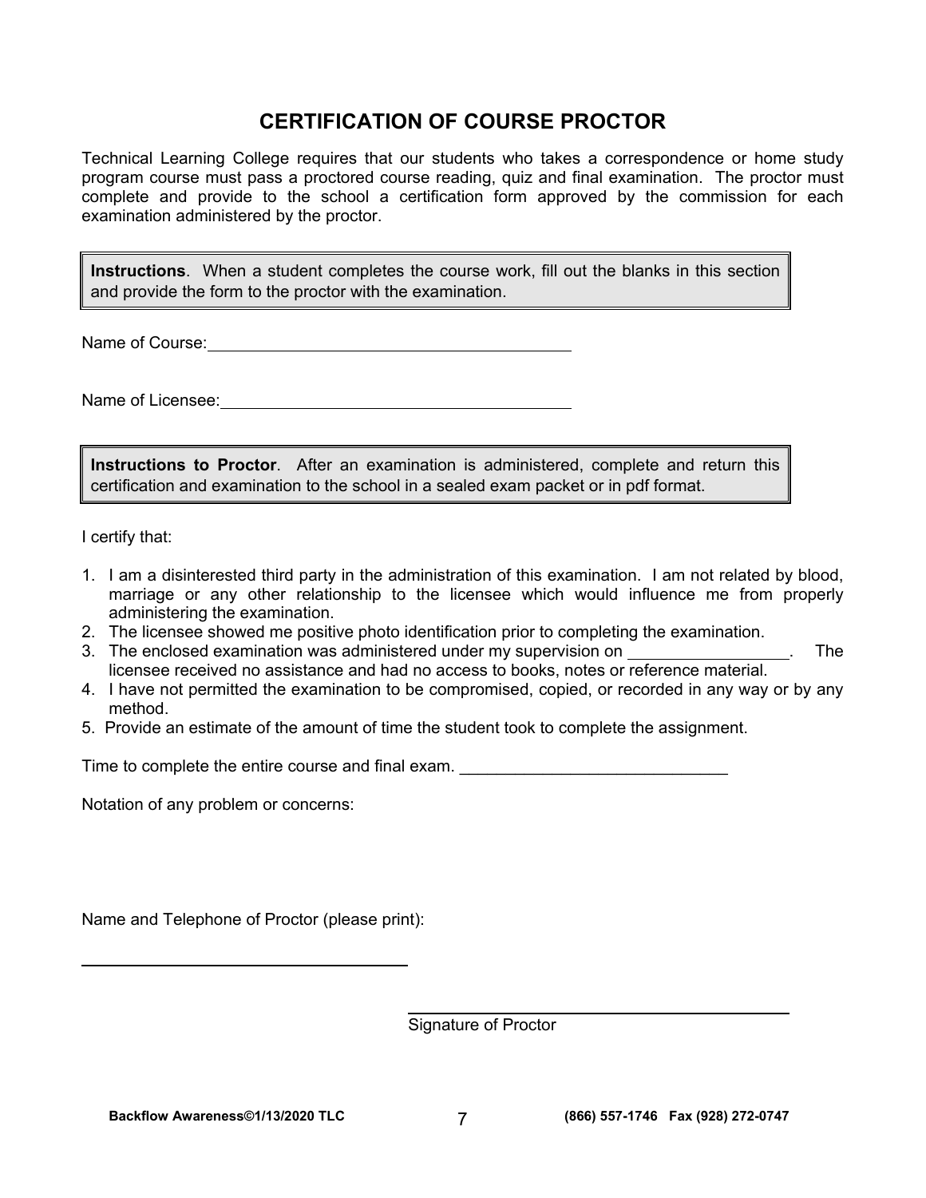# CERTIFICATION OF COURSE PROCTOR

Technical Learning College requires that our students who takes a correspondence or home study program course must pass a proctored course reading, quiz and final examination. The proctor must complete and provide to the school a certification form approved by the commission for each examination administered by the proctor.

**Instructions**. When a student completes the course work, fill out the blanks in this section and provide the form to the proctor with the examination.

Name of Course: ________________________________________

Name of Licensee: ________________________________________

**Instructions to Proctor**. After an examination is administered, complete and return this certification and examination to the school in a sealed exam packet or in pdf format.

I certify that:

1. I am a disinterested third party in the administration of this examination. I am not related by blood, marriage or any other relationship to the licensee which would influence me from properly administering the examination.
2. The licensee showed me positive photo identification prior to completing the examination.
3. The enclosed examination was administered under my supervision on __________________. The licensee received no assistance and had no access to books, notes or reference material.
4. I have not permitted the examination to be compromised, copied, or recorded in any way or by any method.
5. Provide an estimate of the amount of time the student took to complete the assignment.

Time to complete the entire course and final exam. ______________________________

Notation of any problem or concerns:

Name and Telephone of Proctor (please print):

______________________________________

______________________________________
Signature of Proctor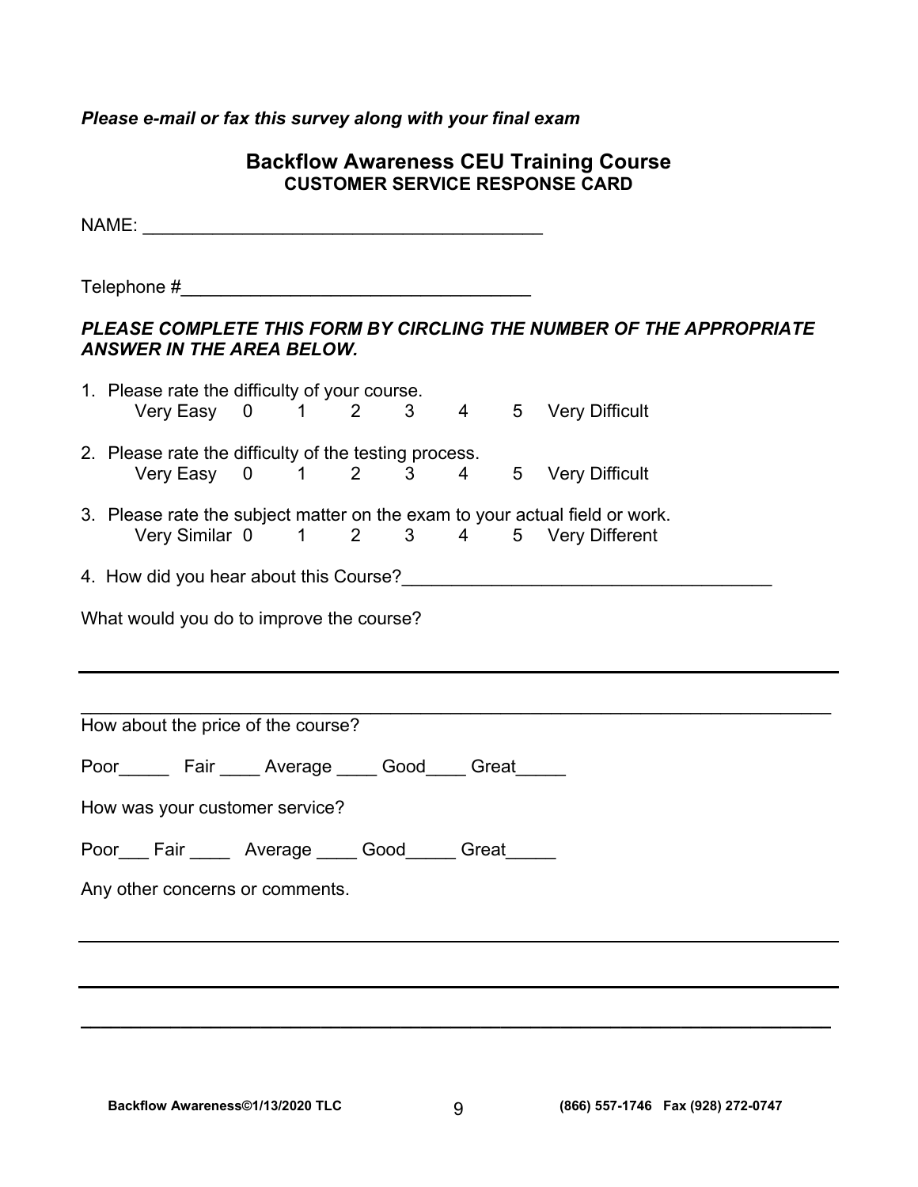*Please e-mail or fax this survey along with your final exam*

## Backflow Awareness CEU Training Course

**CUSTOMER SERVICE RESPONSE CARD**

NAME: ________________________________________

Telephone #___________________________________

***PLEASE COMPLETE THIS FORM BY CIRCLING THE NUMBER OF THE APPROPRIATE ANSWER IN THE AREA BELOW.***

1. Please rate the difficulty of your course.
   Very Easy 0 1 2 3 4 5 Very Difficult

2. Please rate the difficulty of the testing process.
   Very Easy 0 1 2 3 4 5 Very Difficult

3. Please rate the subject matter on the exam to your actual field or work.
   Very Similar 0 1 2 3 4 5 Very Different

4. How did you hear about this Course?_____________________________________

What would you do to improve the course?

_____________________________________________________________________________

_____________________________________________________________________________

How about the price of the course?

Poor_____ Fair ____ Average ____ Good____ Great_____

How was your customer service?

Poor___ Fair ____ Average ____ Good_____ Great_____

Any other concerns or comments.

_____________________________________________________________________________

_____________________________________________________________________________

_____________________________________________________________________________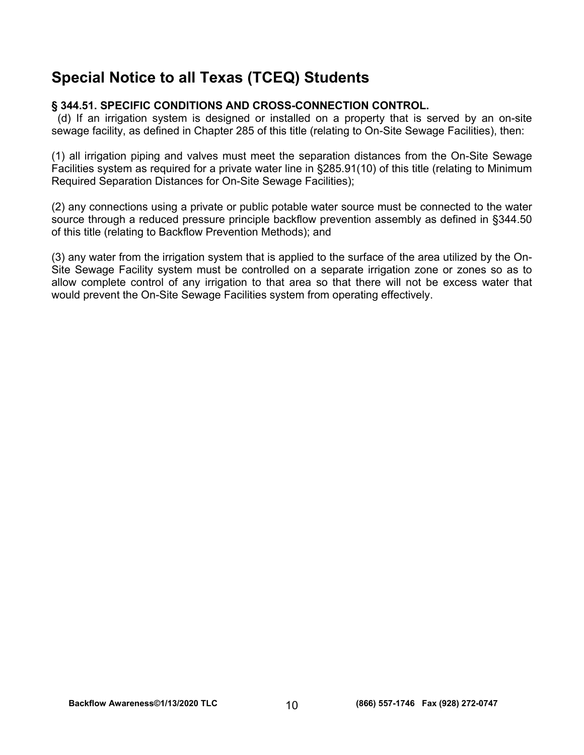## Special Notice to all Texas (TCEQ) Students

**§ 344.51. SPECIFIC CONDITIONS AND CROSS-CONNECTION CONTROL.**

(d) If an irrigation system is designed or installed on a property that is served by an on-site sewage facility, as defined in Chapter 285 of this title (relating to On-Site Sewage Facilities), then:

(1) all irrigation piping and valves must meet the separation distances from the On-Site Sewage Facilities system as required for a private water line in §285.91(10) of this title (relating to Minimum Required Separation Distances for On-Site Sewage Facilities);

(2) any connections using a private or public potable water source must be connected to the water source through a reduced pressure principle backflow prevention assembly as defined in §344.50 of this title (relating to Backflow Prevention Methods); and

(3) any water from the irrigation system that is applied to the surface of the area utilized by the On-Site Sewage Facility system must be controlled on a separate irrigation zone or zones so as to allow complete control of any irrigation to that area so that there will not be excess water that would prevent the On-Site Sewage Facilities system from operating effectively.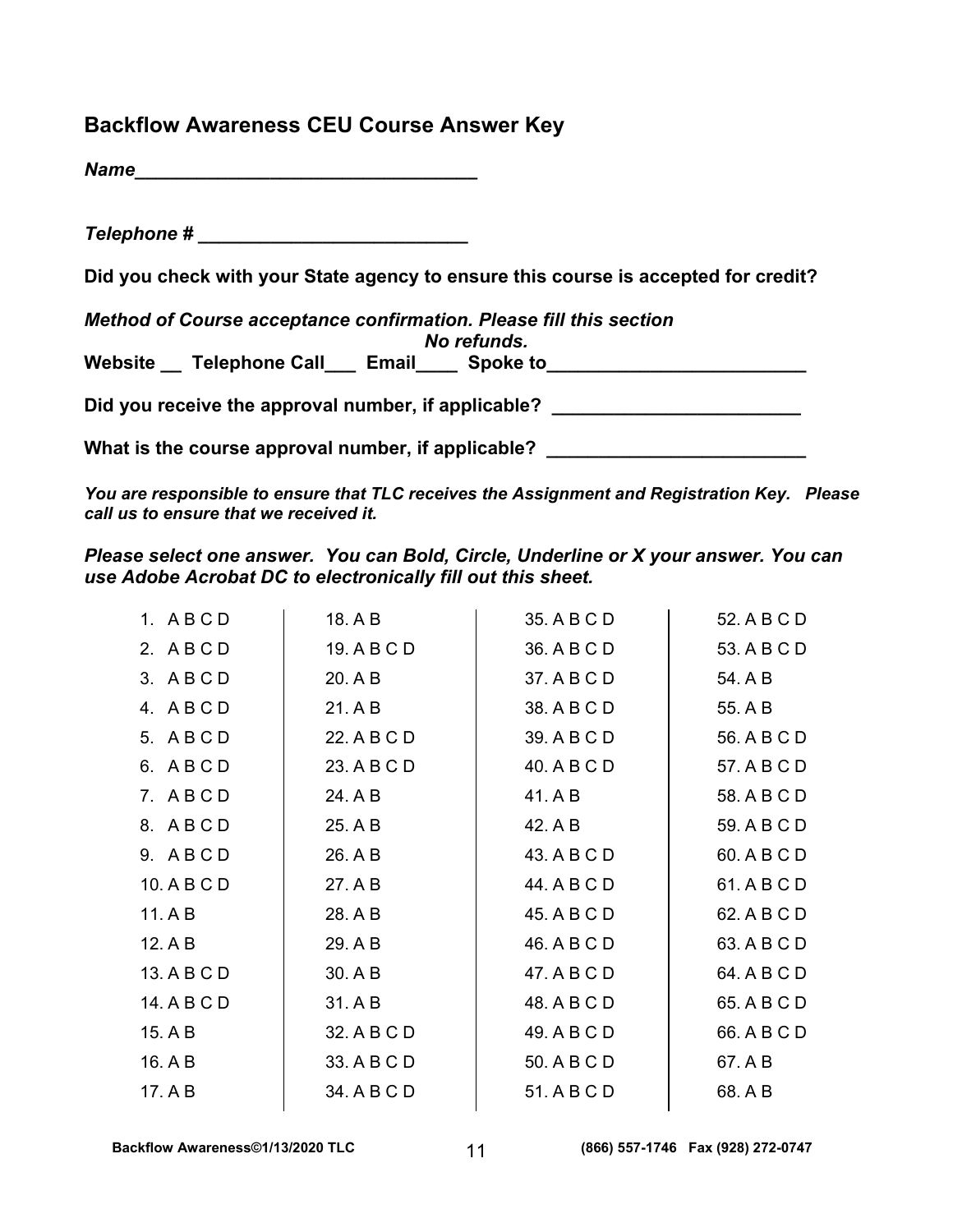## Backflow Awareness CEU Course Answer Key

***Name*\_\_\_\_\_\_\_\_\_\_\_\_\_\_\_\_\_\_\_\_\_\_\_\_\_\_\_\_\_\_\_\_\_**

***Telephone #* \_\_\_\_\_\_\_\_\_\_\_\_\_\_\_\_\_\_\_\_\_\_\_\_\_\_\_**

**Did you check with your State agency to ensure this course is accepted for credit?**

***Method of Course acceptance confirmation. Please fill this section***

***No refunds.***

**Website \_\_ Telephone Call\_\_\_ Email\_\_\_\_ Spoke to\_\_\_\_\_\_\_\_\_\_\_\_\_\_\_\_\_\_\_\_\_\_\_\_\_\_**

**Did you receive the approval number, if applicable? \_\_\_\_\_\_\_\_\_\_\_\_\_\_\_\_\_\_\_\_\_\_\_\_\_**

**What is the course approval number, if applicable? \_\_\_\_\_\_\_\_\_\_\_\_\_\_\_\_\_\_\_\_\_\_\_\_\_\_**

***You are responsible to ensure that TLC receives the Assignment and Registration Key. Please call us to ensure that we received it.***

***Please select one answer. You can Bold, Circle, Underline or X your answer. You can use Adobe Acrobat DC to electronically fill out this sheet.***

| | | | |
|---|---|---|---|
| 1. A B C D | 18. A B | 35. A B C D | 52. A B C D |
| 2. A B C D | 19. A B C D | 36. A B C D | 53. A B C D |
| 3. A B C D | 20. A B | 37. A B C D | 54. A B |
| 4. A B C D | 21. A B | 38. A B C D | 55. A B |
| 5. A B C D | 22. A B C D | 39. A B C D | 56. A B C D |
| 6. A B C D | 23. A B C D | 40. A B C D | 57. A B C D |
| 7. A B C D | 24. A B | 41. A B | 58. A B C D |
| 8. A B C D | 25. A B | 42. A B | 59. A B C D |
| 9. A B C D | 26. A B | 43. A B C D | 60. A B C D |
| 10. A B C D | 27. A B | 44. A B C D | 61. A B C D |
| 11. A B | 28. A B | 45. A B C D | 62. A B C D |
| 12. A B | 29. A B | 46. A B C D | 63. A B C D |
| 13. A B C D | 30. A B | 47. A B C D | 64. A B C D |
| 14. A B C D | 31. A B | 48. A B C D | 65. A B C D |
| 15. A B | 32. A B C D | 49. A B C D | 66. A B C D |
| 16. A B | 33. A B C D | 50. A B C D | 67. A B |
| 17. A B | 34. A B C D | 51. A B C D | 68. A B |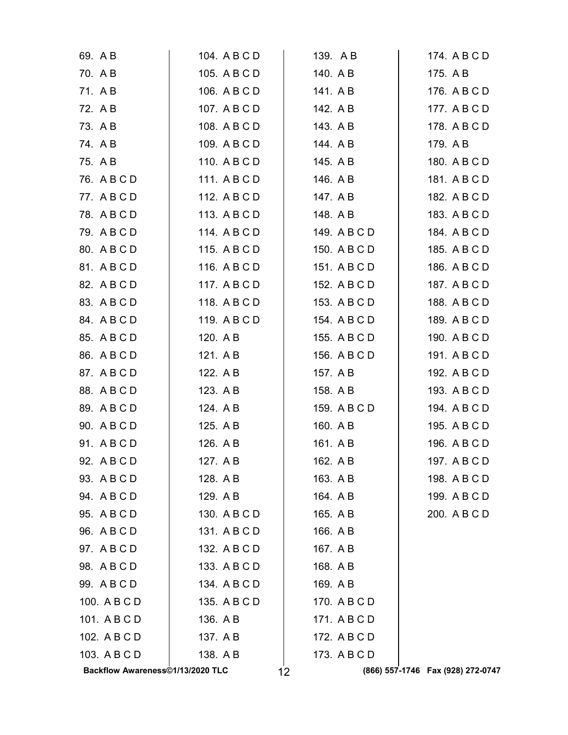69. A B
70. A B
71. A B
72. A B
73. A B
74. A B
75. A B
76. A B C D
77. A B C D
78. A B C D
79. A B C D
80. A B C D
81. A B C D
82. A B C D
83. A B C D
84. A B C D
85. A B C D
86. A B C D
87. A B C D
88. A B C D
89. A B C D
90. A B C D
91. A B C D
92. A B C D
93. A B C D
94. A B C D
95. A B C D
96. A B C D
97. A B C D
98. A B C D
99. A B C D
100. A B C D
101. A B C D
102. A B C D
103. A B C D
104. A B C D
105. A B C D
106. A B C D
107. A B C D
108. A B C D
109. A B C D
110. A B C D
111. A B C D
112. A B C D
113. A B C D
114. A B C D
115. A B C D
116. A B C D
117. A B C D
118. A B C D
119. A B C D
120. A B
121. A B
122. A B
123. A B
124. A B
125. A B
126. A B
127. A B
128. A B
129. A B
130. A B C D
131. A B C D
132. A B C D
133. A B C D
134. A B C D
135. A B C D
136. A B
137. A B
138. A B
139. A B
140. A B
141. A B
142. A B
143. A B
144. A B
145. A B
146. A B
147. A B
148. A B
149. A B C D
150. A B C D
151. A B C D
152. A B C D
153. A B C D
154. A B C D
155. A B C D
156. A B C D
157. A B
158. A B
159. A B C D
160. A B
161. A B
162. A B
163. A B
164. A B
165. A B
166. A B
167. A B
168. A B
169. A B
170. A B C D
171. A B C D
172. A B C D
173. A B C D
174. A B C D
175. A B
176. A B C D
177. A B C D
178. A B C D
179. A B
180. A B C D
181. A B C D
182. A B C D
183. A B C D
184. A B C D
185. A B C D
186. A B C D
187. A B C D
188. A B C D
189. A B C D
190. A B C D
191. A B C D
192. A B C D
193. A B C D
194. A B C D
195. A B C D
196. A B C D
197. A B C D
198. A B C D
199. A B C D
200. A B C D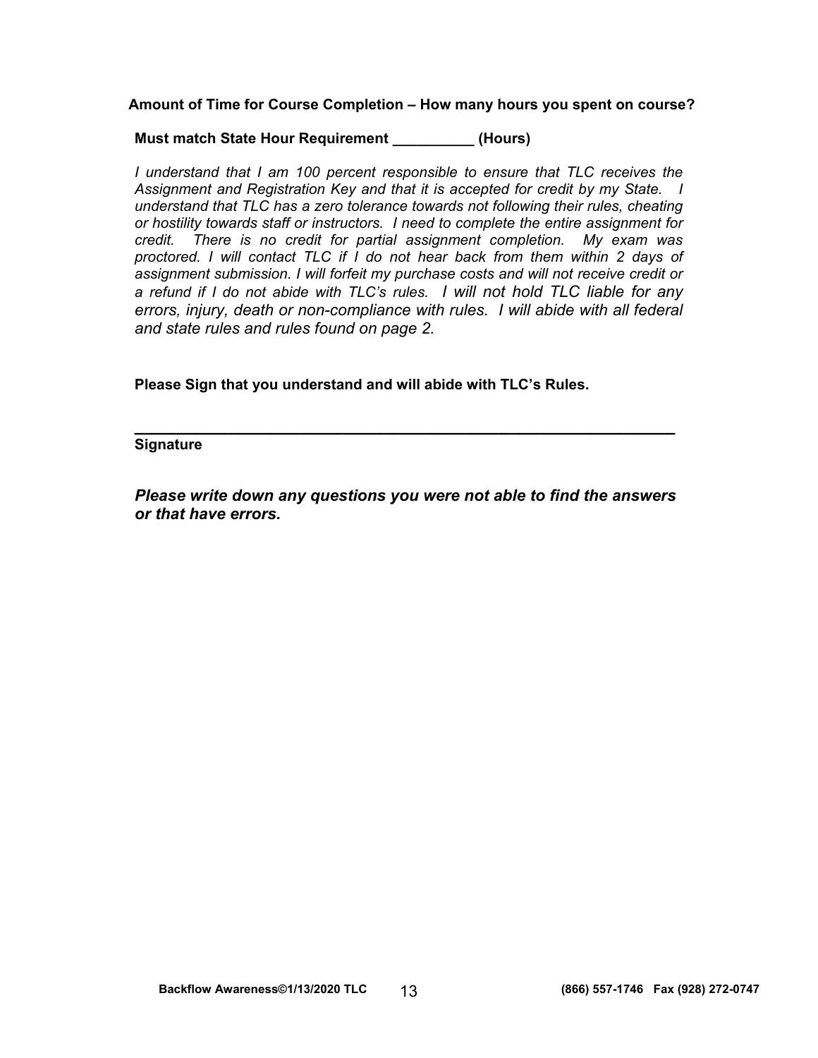**Amount of Time for Course Completion – How many hours you spent on course?**

**Must match State Hour Requirement __________ (Hours)**

*I understand that I am 100 percent responsible to ensure that TLC receives the Assignment and Registration Key and that it is accepted for credit by my State. I understand that TLC has a zero tolerance towards not following their rules, cheating or hostility towards staff or instructors. I need to complete the entire assignment for credit. There is no credit for partial assignment completion. My exam was proctored. I will contact TLC if I do not hear back from them within 2 days of assignment submission. I will forfeit my purchase costs and will not receive credit or a refund if I do not abide with TLC's rules. I will not hold TLC liable for any errors, injury, death or non-compliance with rules. I will abide with all federal and state rules and rules found on page 2.*

**Please Sign that you understand and will abide with TLC's Rules.**

_________________________________________________________________

**Signature**

***Please write down any questions you were not able to find the answers or that have errors.***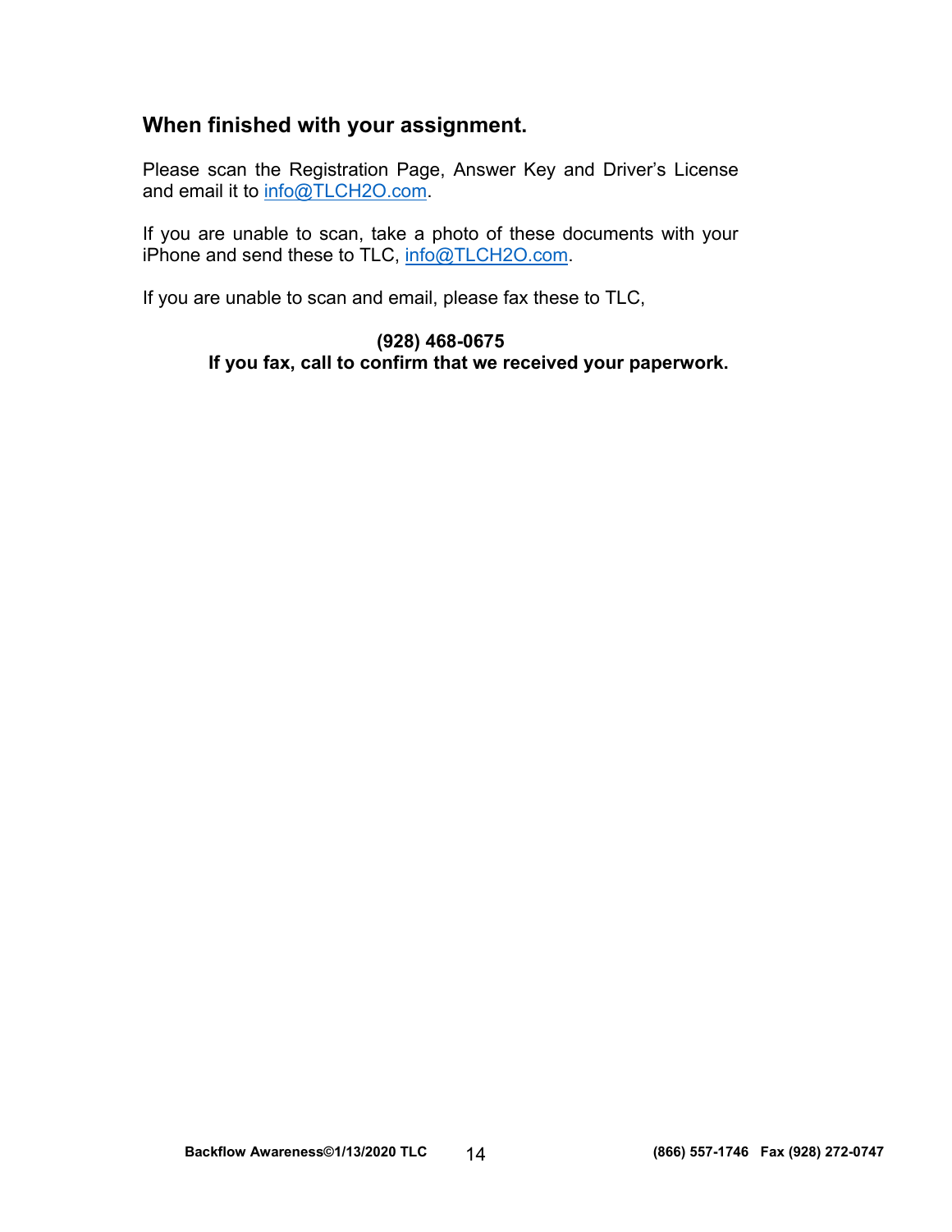## When finished with your assignment.

Please scan the Registration Page, Answer Key and Driver's License and email it to info@TLCH2O.com.

If you are unable to scan, take a photo of these documents with your iPhone and send these to TLC, info@TLCH2O.com.

If you are unable to scan and email, please fax these to TLC,

**(928) 468-0675**
**If you fax, call to confirm that we received your paperwork.**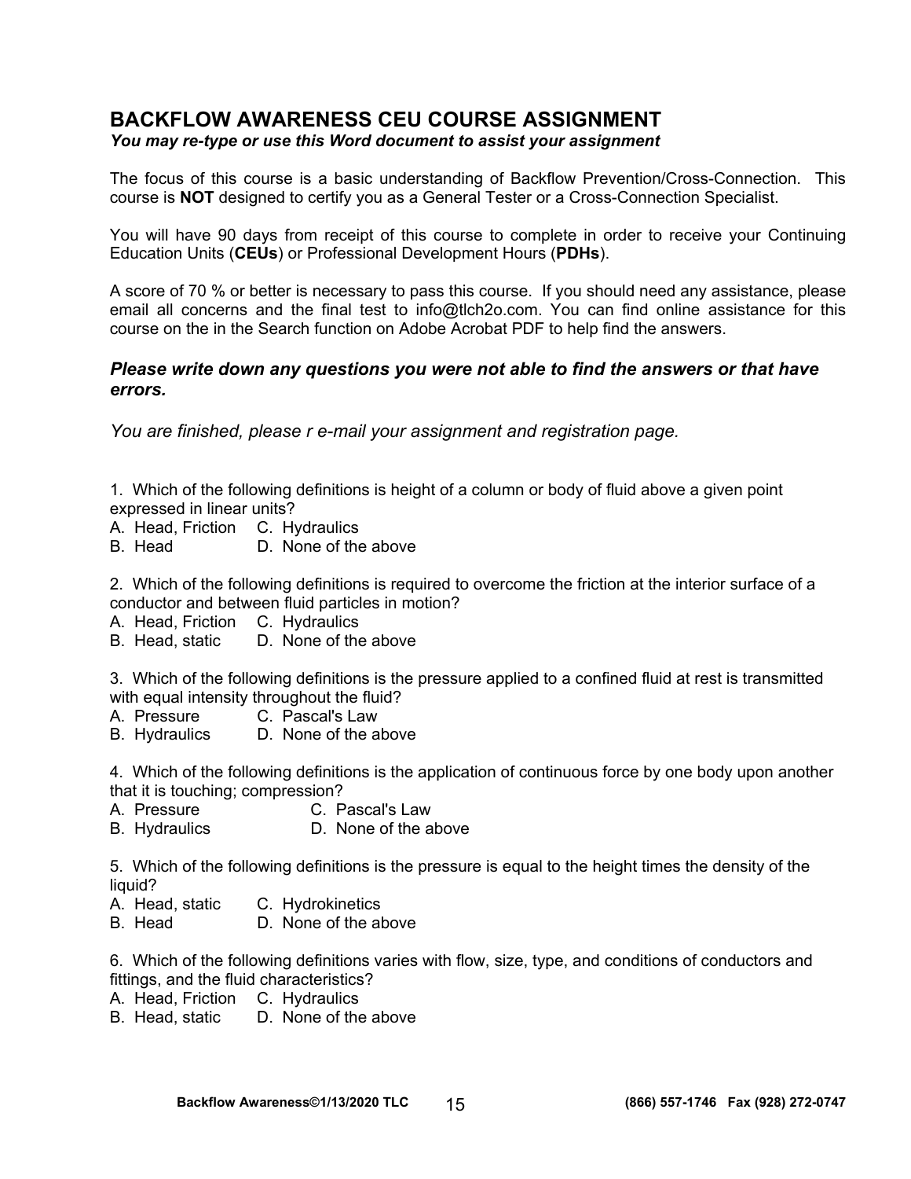## BACKFLOW AWARENESS CEU COURSE ASSIGNMENT

***You may re-type or use this Word document to assist your assignment***

The focus of this course is a basic understanding of Backflow Prevention/Cross-Connection. This course is **NOT** designed to certify you as a General Tester or a Cross-Connection Specialist.

You will have 90 days from receipt of this course to complete in order to receive your Continuing Education Units (**CEUs**) or Professional Development Hours (**PDHs**).

A score of 70 % or better is necessary to pass this course. If you should need any assistance, please email all concerns and the final test to info@tlch2o.com. You can find online assistance for this course on the in the Search function on Adobe Acrobat PDF to help find the answers.

***Please write down any questions you were not able to find the answers or that have errors.***

*You are finished, please r e-mail your assignment and registration page.*

1. Which of the following definitions is height of a column or body of fluid above a given point expressed in linear units?
A. Head, Friction C. Hydraulics
B. Head D. None of the above

2. Which of the following definitions is required to overcome the friction at the interior surface of a conductor and between fluid particles in motion?
A. Head, Friction C. Hydraulics
B. Head, static D. None of the above

3. Which of the following definitions is the pressure applied to a confined fluid at rest is transmitted with equal intensity throughout the fluid?
A. Pressure C. Pascal's Law
B. Hydraulics D. None of the above

4. Which of the following definitions is the application of continuous force by one body upon another that it is touching; compression?
A. Pressure C. Pascal's Law
B. Hydraulics D. None of the above

5. Which of the following definitions is the pressure is equal to the height times the density of the liquid?
A. Head, static C. Hydrokinetics
B. Head D. None of the above

6. Which of the following definitions varies with flow, size, type, and conditions of conductors and fittings, and the fluid characteristics?
A. Head, Friction C. Hydraulics
B. Head, static D. None of the above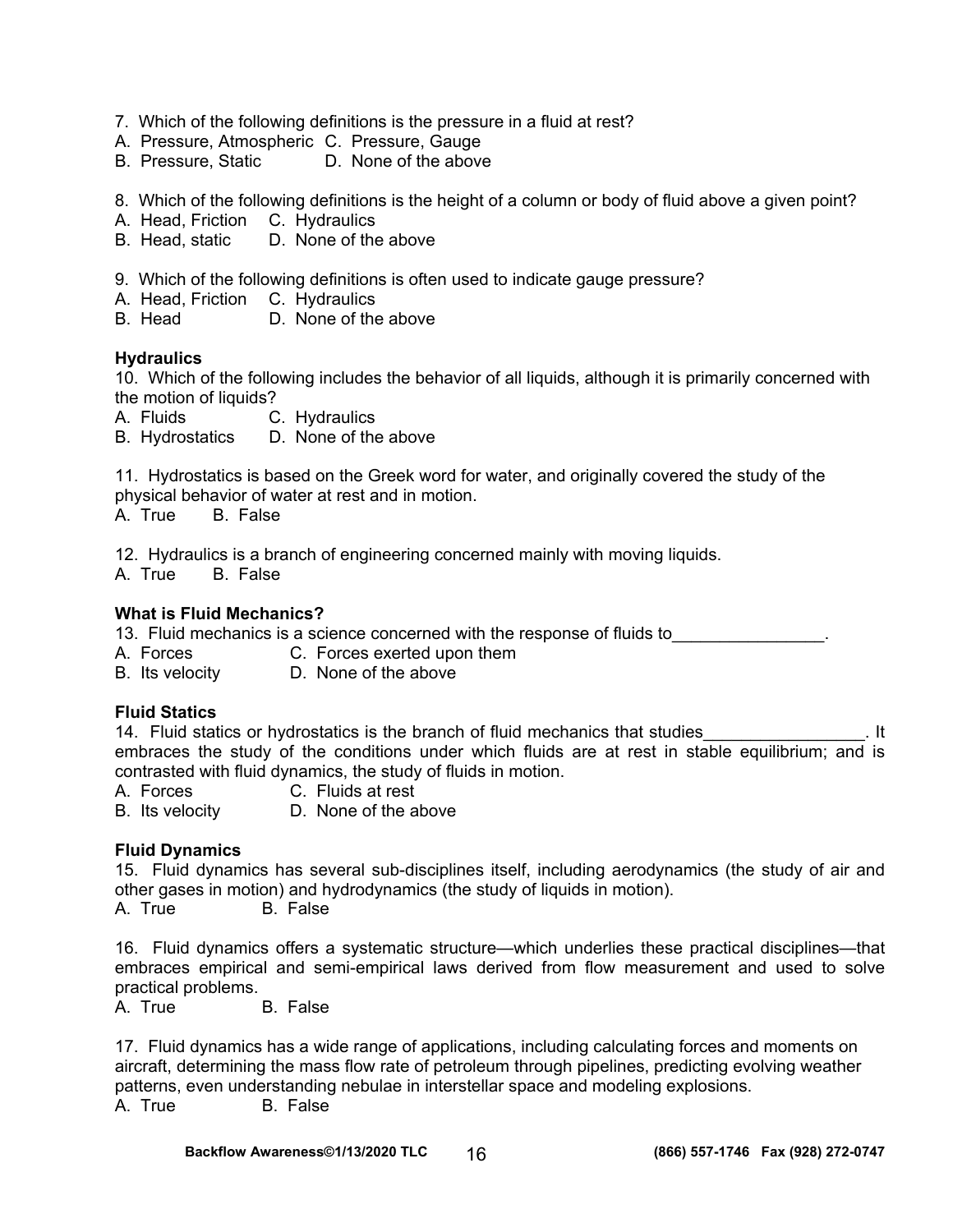7. Which of the following definitions is the pressure in a fluid at rest?
A. Pressure, Atmospheric C. Pressure, Gauge
B. Pressure, Static D. None of the above

8. Which of the following definitions is the height of a column or body of fluid above a given point?
A. Head, Friction C. Hydraulics
B. Head, static D. None of the above

9. Which of the following definitions is often used to indicate gauge pressure?
A. Head, Friction C. Hydraulics
B. Head D. None of the above

**Hydraulics**

10. Which of the following includes the behavior of all liquids, although it is primarily concerned with the motion of liquids?
A. Fluids C. Hydraulics
B. Hydrostatics D. None of the above

11. Hydrostatics is based on the Greek word for water, and originally covered the study of the physical behavior of water at rest and in motion.
A. True B. False

12. Hydraulics is a branch of engineering concerned mainly with moving liquids.
A. True B. False

**What is Fluid Mechanics?**

13. Fluid mechanics is a science concerned with the response of fluids to________________.
A. Forces C. Forces exerted upon them
B. Its velocity D. None of the above

**Fluid Statics**

14. Fluid statics or hydrostatics is the branch of fluid mechanics that studies_________________. It embraces the study of the conditions under which fluids are at rest in stable equilibrium; and is contrasted with fluid dynamics, the study of fluids in motion.
A. Forces C. Fluids at rest
B. Its velocity D. None of the above

**Fluid Dynamics**

15. Fluid dynamics has several sub-disciplines itself, including aerodynamics (the study of air and other gases in motion) and hydrodynamics (the study of liquids in motion).
A. True B. False

16. Fluid dynamics offers a systematic structure—which underlies these practical disciplines—that embraces empirical and semi-empirical laws derived from flow measurement and used to solve practical problems.
A. True B. False

17. Fluid dynamics has a wide range of applications, including calculating forces and moments on aircraft, determining the mass flow rate of petroleum through pipelines, predicting evolving weather patterns, even understanding nebulae in interstellar space and modeling explosions.
A. True B. False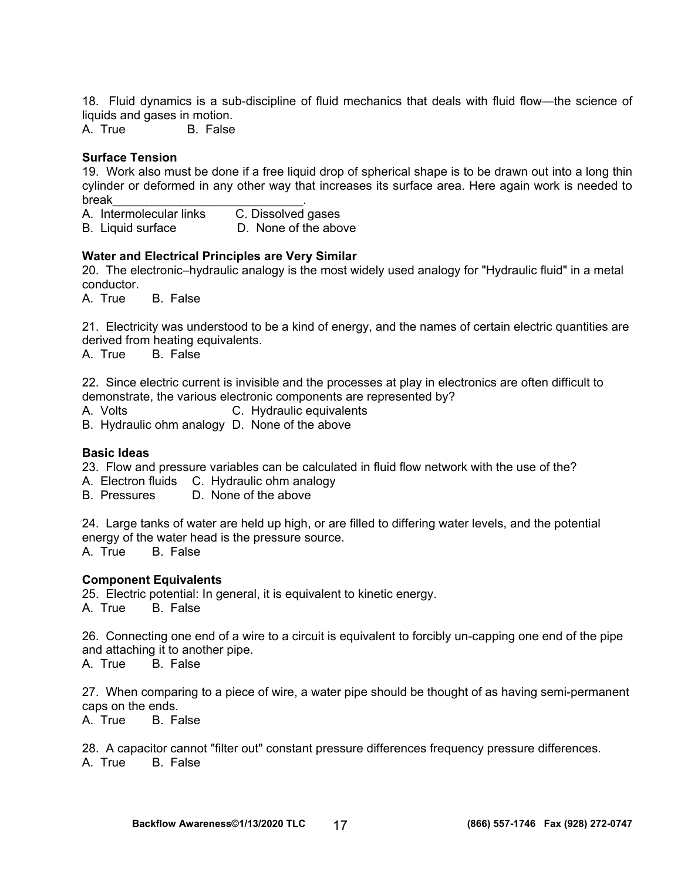18. Fluid dynamics is a sub-discipline of fluid mechanics that deals with fluid flow—the science of liquids and gases in motion.
A. True B. False

**Surface Tension**

19. Work also must be done if a free liquid drop of spherical shape is to be drawn out into a long thin cylinder or deformed in any other way that increases its surface area. Here again work is needed to break____________________________.
A. Intermolecular links C. Dissolved gases
B. Liquid surface D. None of the above

**Water and Electrical Principles are Very Similar**

20. The electronic–hydraulic analogy is the most widely used analogy for "Hydraulic fluid" in a metal conductor.
A. True B. False

21. Electricity was understood to be a kind of energy, and the names of certain electric quantities are derived from heating equivalents.
A. True B. False

22. Since electric current is invisible and the processes at play in electronics are often difficult to demonstrate, the various electronic components are represented by?
A. Volts C. Hydraulic equivalents
B. Hydraulic ohm analogy D. None of the above

**Basic Ideas**

23. Flow and pressure variables can be calculated in fluid flow network with the use of the?
A. Electron fluids C. Hydraulic ohm analogy
B. Pressures D. None of the above

24. Large tanks of water are held up high, or are filled to differing water levels, and the potential energy of the water head is the pressure source.
A. True B. False

**Component Equivalents**

25. Electric potential: In general, it is equivalent to kinetic energy.
A. True B. False

26. Connecting one end of a wire to a circuit is equivalent to forcibly un-capping one end of the pipe and attaching it to another pipe.
A. True B. False

27. When comparing to a piece of wire, a water pipe should be thought of as having semi-permanent caps on the ends.
A. True B. False

28. A capacitor cannot "filter out" constant pressure differences frequency pressure differences.
A. True B. False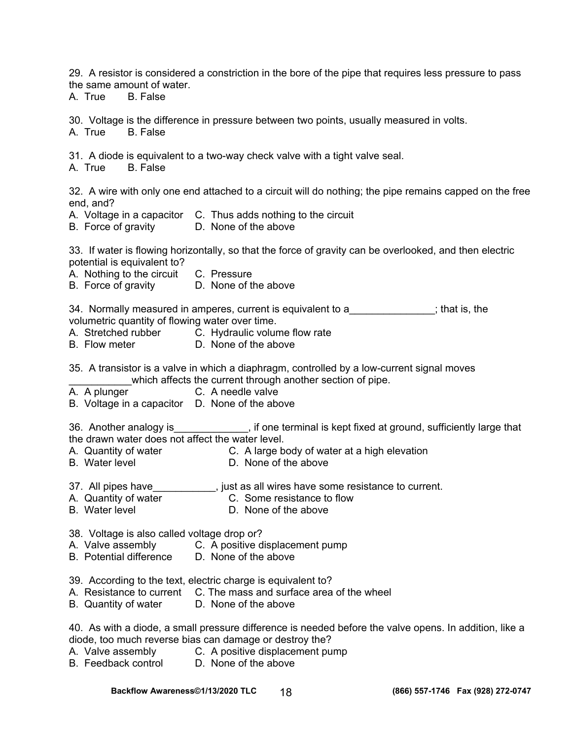29. A resistor is considered a constriction in the bore of the pipe that requires less pressure to pass the same amount of water.
A. True B. False

30. Voltage is the difference in pressure between two points, usually measured in volts.
A. True B. False

31. A diode is equivalent to a two-way check valve with a tight valve seal.
A. True B. False

32. A wire with only one end attached to a circuit will do nothing; the pipe remains capped on the free end, and?
A. Voltage in a capacitor C. Thus adds nothing to the circuit
B. Force of gravity D. None of the above

33. If water is flowing horizontally, so that the force of gravity can be overlooked, and then electric potential is equivalent to?
A. Nothing to the circuit C. Pressure
B. Force of gravity D. None of the above

34. Normally measured in amperes, current is equivalent to a_______________; that is, the volumetric quantity of flowing water over time.
A. Stretched rubber C. Hydraulic volume flow rate
B. Flow meter D. None of the above

35. A transistor is a valve in which a diaphragm, controlled by a low-current signal moves ___________which affects the current through another section of pipe.
A. A plunger C. A needle valve
B. Voltage in a capacitor D. None of the above

36. Another analogy is_____________, if one terminal is kept fixed at ground, sufficiently large that the drawn water does not affect the water level.
A. Quantity of water C. A large body of water at a high elevation
B. Water level D. None of the above

37. All pipes have___________, just as all wires have some resistance to current.
A. Quantity of water C. Some resistance to flow
B. Water level D. None of the above

38. Voltage is also called voltage drop or?
A. Valve assembly C. A positive displacement pump
B. Potential difference D. None of the above

39. According to the text, electric charge is equivalent to?
A. Resistance to current C. The mass and surface area of the wheel
B. Quantity of water D. None of the above

40. As with a diode, a small pressure difference is needed before the valve opens. In addition, like a diode, too much reverse bias can damage or destroy the?
A. Valve assembly C. A positive displacement pump
B. Feedback control D. None of the above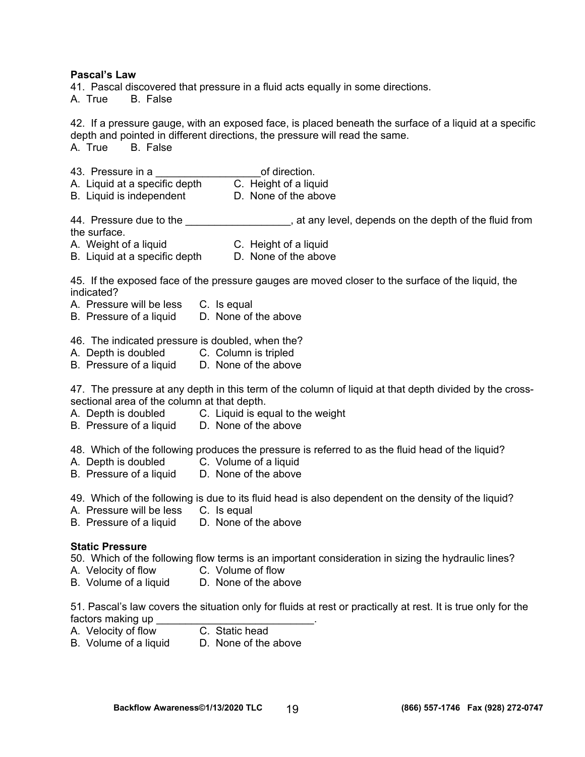**Pascal's Law**

41. Pascal discovered that pressure in a fluid acts equally in some directions.
A. True B. False

42. If a pressure gauge, with an exposed face, is placed beneath the surface of a liquid at a specific depth and pointed in different directions, the pressure will read the same.
A. True B. False

43. Pressure in a __________________of direction.
A. Liquid at a specific depth
B. Liquid is independent
C. Height of a liquid
D. None of the above

44. Pressure due to the __________________, at any level, depends on the depth of the fluid from the surface.
A. Weight of a liquid
B. Liquid at a specific depth
C. Height of a liquid
D. None of the above

45. If the exposed face of the pressure gauges are moved closer to the surface of the liquid, the indicated?
A. Pressure will be less
B. Pressure of a liquid
C. Is equal
D. None of the above

46. The indicated pressure is doubled, when the?
A. Depth is doubled
B. Pressure of a liquid
C. Column is tripled
D. None of the above

47. The pressure at any depth in this term of the column of liquid at that depth divided by the cross-sectional area of the column at that depth.
A. Depth is doubled
B. Pressure of a liquid
C. Liquid is equal to the weight
D. None of the above

48. Which of the following produces the pressure is referred to as the fluid head of the liquid?
A. Depth is doubled
B. Pressure of a liquid
C. Volume of a liquid
D. None of the above

49. Which of the following is due to its fluid head is also dependent on the density of the liquid?
A. Pressure will be less
B. Pressure of a liquid
C. Is equal
D. None of the above

**Static Pressure**

50. Which of the following flow terms is an important consideration in sizing the hydraulic lines?
A. Velocity of flow
B. Volume of a liquid
C. Volume of flow
D. None of the above

51. Pascal's law covers the situation only for fluids at rest or practically at rest. It is true only for the factors making up ___________________________.
A. Velocity of flow
B. Volume of a liquid
C. Static head
D. None of the above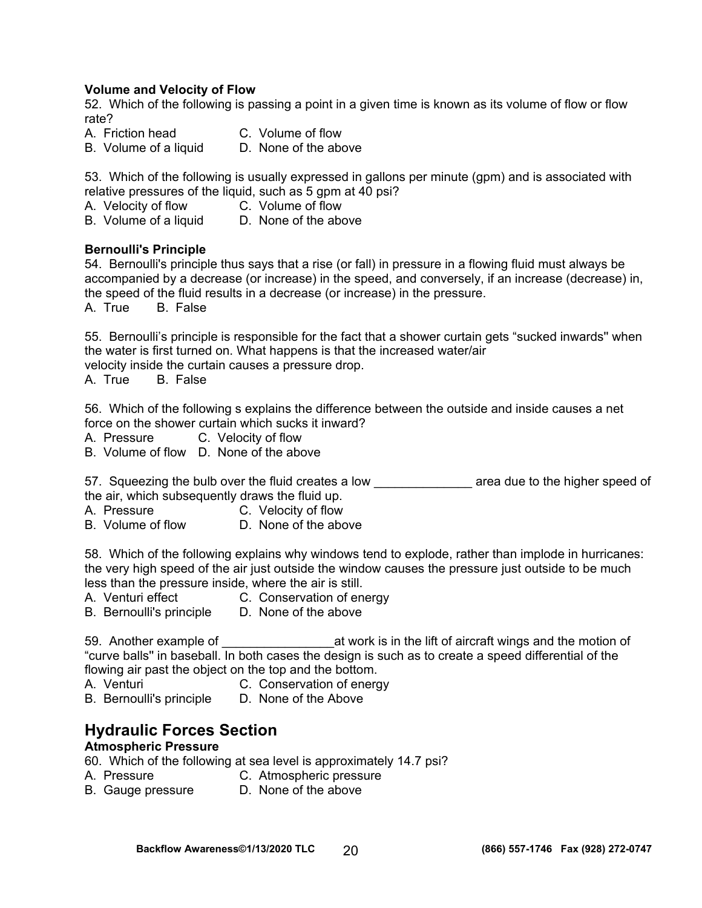**Volume and Velocity of Flow**

52. Which of the following is passing a point in a given time is known as its volume of flow or flow rate?

A. Friction head
B. Volume of a liquid
C. Volume of flow
D. None of the above

53. Which of the following is usually expressed in gallons per minute (gpm) and is associated with relative pressures of the liquid, such as 5 gpm at 40 psi?

A. Velocity of flow
B. Volume of a liquid
C. Volume of flow
D. None of the above

**Bernoulli's Principle**

54. Bernoulli's principle thus says that a rise (or fall) in pressure in a flowing fluid must always be accompanied by a decrease (or increase) in the speed, and conversely, if an increase (decrease) in, the speed of the fluid results in a decrease (or increase) in the pressure.

A. True B. False

55. Bernoulli's principle is responsible for the fact that a shower curtain gets "sucked inwards" when the water is first turned on. What happens is that the increased water/air velocity inside the curtain causes a pressure drop.

A. True B. False

56. Which of the following s explains the difference between the outside and inside causes a net force on the shower curtain which sucks it inward?

A. Pressure
B. Volume of flow
C. Velocity of flow
D. None of the above

57. Squeezing the bulb over the fluid creates a low ______________ area due to the higher speed of the air, which subsequently draws the fluid up.

A. Pressure
B. Volume of flow
C. Velocity of flow
D. None of the above

58. Which of the following explains why windows tend to explode, rather than implode in hurricanes: the very high speed of the air just outside the window causes the pressure just outside to be much less than the pressure inside, where the air is still.

A. Venturi effect
B. Bernoulli's principle
C. Conservation of energy
D. None of the above

59. Another example of ________________at work is in the lift of aircraft wings and the motion of "curve balls" in baseball. In both cases the design is such as to create a speed differential of the flowing air past the object on the top and the bottom.

A. Venturi
B. Bernoulli's principle
C. Conservation of energy
D. None of the Above

## Hydraulic Forces Section

**Atmospheric Pressure**

60. Which of the following at sea level is approximately 14.7 psi?

A. Pressure
B. Gauge pressure
C. Atmospheric pressure
D. None of the above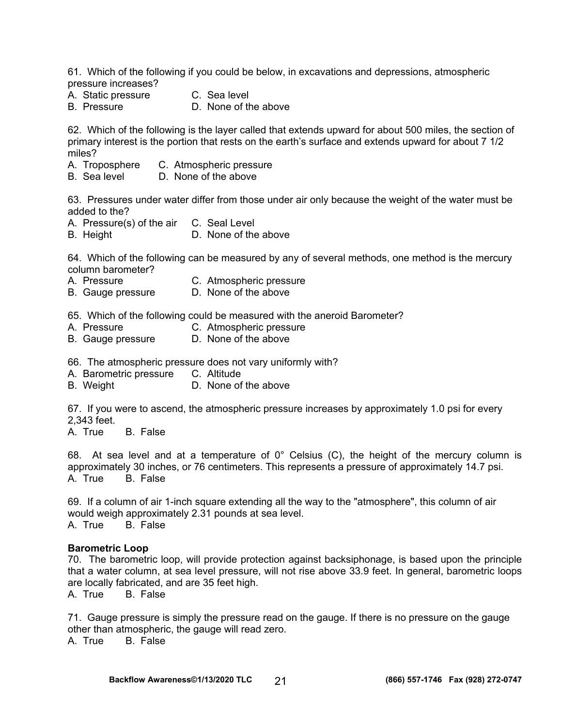61. Which of the following if you could be below, in excavations and depressions, atmospheric pressure increases?

A. Static pressure  C. Sea level
B. Pressure  D. None of the above

62. Which of the following is the layer called that extends upward for about 500 miles, the section of primary interest is the portion that rests on the earth's surface and extends upward for about 7 1/2 miles?

A. Troposphere  C. Atmospheric pressure
B. Sea level  D. None of the above

63. Pressures under water differ from those under air only because the weight of the water must be added to the?

A. Pressure(s) of the air  C. Seal Level
B. Height  D. None of the above

64. Which of the following can be measured by any of several methods, one method is the mercury column barometer?

A. Pressure  C. Atmospheric pressure
B. Gauge pressure  D. None of the above

65. Which of the following could be measured with the aneroid Barometer?

A. Pressure  C. Atmospheric pressure
B. Gauge pressure  D. None of the above

66. The atmospheric pressure does not vary uniformly with?

A. Barometric pressure  C. Altitude
B. Weight  D. None of the above

67. If you were to ascend, the atmospheric pressure increases by approximately 1.0 psi for every 2,343 feet.

A. True  B. False

68. At sea level and at a temperature of 0° Celsius (C), the height of the mercury column is approximately 30 inches, or 76 centimeters. This represents a pressure of approximately 14.7 psi.

A. True  B. False

69. If a column of air 1-inch square extending all the way to the "atmosphere", this column of air would weigh approximately 2.31 pounds at sea level.

A. True  B. False

**Barometric Loop**

70. The barometric loop, will provide protection against backsiphonage, is based upon the principle that a water column, at sea level pressure, will not rise above 33.9 feet. In general, barometric loops are locally fabricated, and are 35 feet high.

A. True  B. False

71. Gauge pressure is simply the pressure read on the gauge. If there is no pressure on the gauge other than atmospheric, the gauge will read zero.

A. True  B. False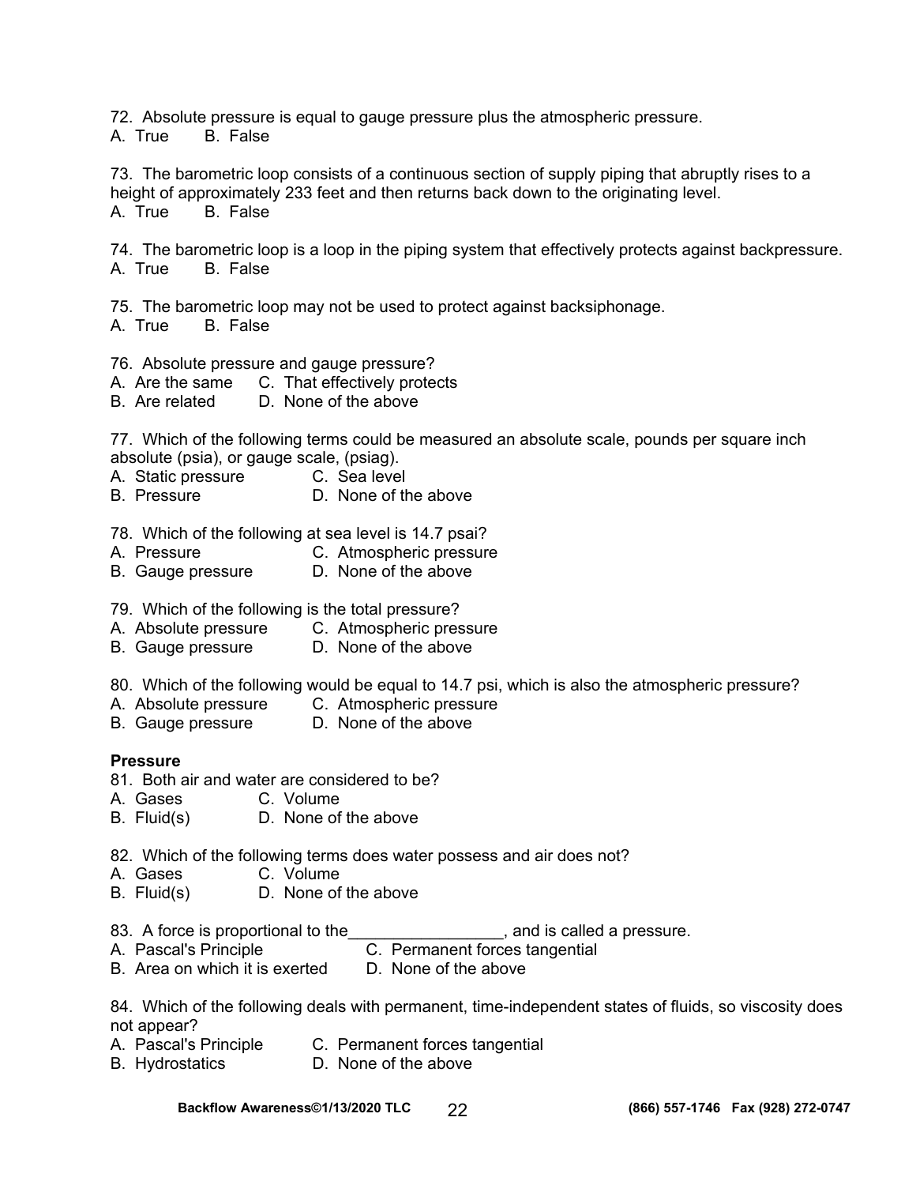72. Absolute pressure is equal to gauge pressure plus the atmospheric pressure.
A. True B. False

73. The barometric loop consists of a continuous section of supply piping that abruptly rises to a height of approximately 233 feet and then returns back down to the originating level.
A. True B. False

74. The barometric loop is a loop in the piping system that effectively protects against backpressure.
A. True B. False

75. The barometric loop may not be used to protect against backsiphonage.
A. True B. False

76. Absolute pressure and gauge pressure?
A. Are the same C. That effectively protects
B. Are related D. None of the above

77. Which of the following terms could be measured an absolute scale, pounds per square inch absolute (psia), or gauge scale, (psiag).
A. Static pressure C. Sea level
B. Pressure D. None of the above

78. Which of the following at sea level is 14.7 psai?
A. Pressure C. Atmospheric pressure
B. Gauge pressure D. None of the above

79. Which of the following is the total pressure?
A. Absolute pressure C. Atmospheric pressure
B. Gauge pressure D. None of the above

80. Which of the following would be equal to 14.7 psi, which is also the atmospheric pressure?
A. Absolute pressure C. Atmospheric pressure
B. Gauge pressure D. None of the above

**Pressure**

81. Both air and water are considered to be?
A. Gases C. Volume
B. Fluid(s) D. None of the above

82. Which of the following terms does water possess and air does not?
A. Gases C. Volume
B. Fluid(s) D. None of the above

83. A force is proportional to the_________________, and is called a pressure.
A. Pascal's Principle C. Permanent forces tangential
B. Area on which it is exerted D. None of the above

84. Which of the following deals with permanent, time-independent states of fluids, so viscosity does not appear?
A. Pascal's Principle C. Permanent forces tangential
B. Hydrostatics D. None of the above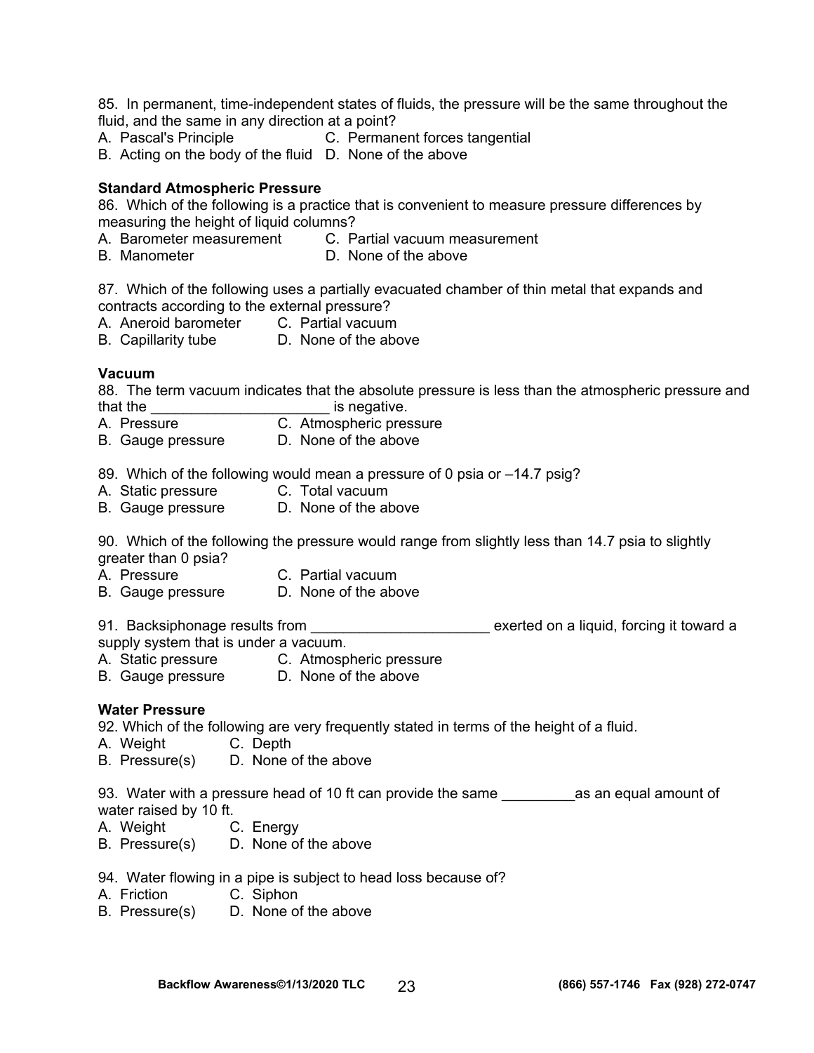85. In permanent, time-independent states of fluids, the pressure will be the same throughout the fluid, and the same in any direction at a point?

A. Pascal's Principle
B. Acting on the body of the fluid
C. Permanent forces tangential
D. None of the above

**Standard Atmospheric Pressure**

86. Which of the following is a practice that is convenient to measure pressure differences by measuring the height of liquid columns?

A. Barometer measurement
B. Manometer
C. Partial vacuum measurement
D. None of the above

87. Which of the following uses a partially evacuated chamber of thin metal that expands and contracts according to the external pressure?

A. Aneroid barometer
B. Capillarity tube
C. Partial vacuum
D. None of the above

**Vacuum**

88. The term vacuum indicates that the absolute pressure is less than the atmospheric pressure and that the ______________________ is negative.

A. Pressure
B. Gauge pressure
C. Atmospheric pressure
D. None of the above

89. Which of the following would mean a pressure of 0 psia or –14.7 psig?

A. Static pressure
B. Gauge pressure
C. Total vacuum
D. None of the above

90. Which of the following the pressure would range from slightly less than 14.7 psia to slightly greater than 0 psia?

A. Pressure
B. Gauge pressure
C. Partial vacuum
D. None of the above

91. Backsiphonage results from ______________________ exerted on a liquid, forcing it toward a supply system that is under a vacuum.

A. Static pressure
B. Gauge pressure
C. Atmospheric pressure
D. None of the above

**Water Pressure**

92. Which of the following are very frequently stated in terms of the height of a fluid.

A. Weight
B. Pressure(s)
C. Depth
D. None of the above

93. Water with a pressure head of 10 ft can provide the same _________as an equal amount of water raised by 10 ft.

A. Weight
B. Pressure(s)
C. Energy
D. None of the above

94. Water flowing in a pipe is subject to head loss because of?

A. Friction
B. Pressure(s)
C. Siphon
D. None of the above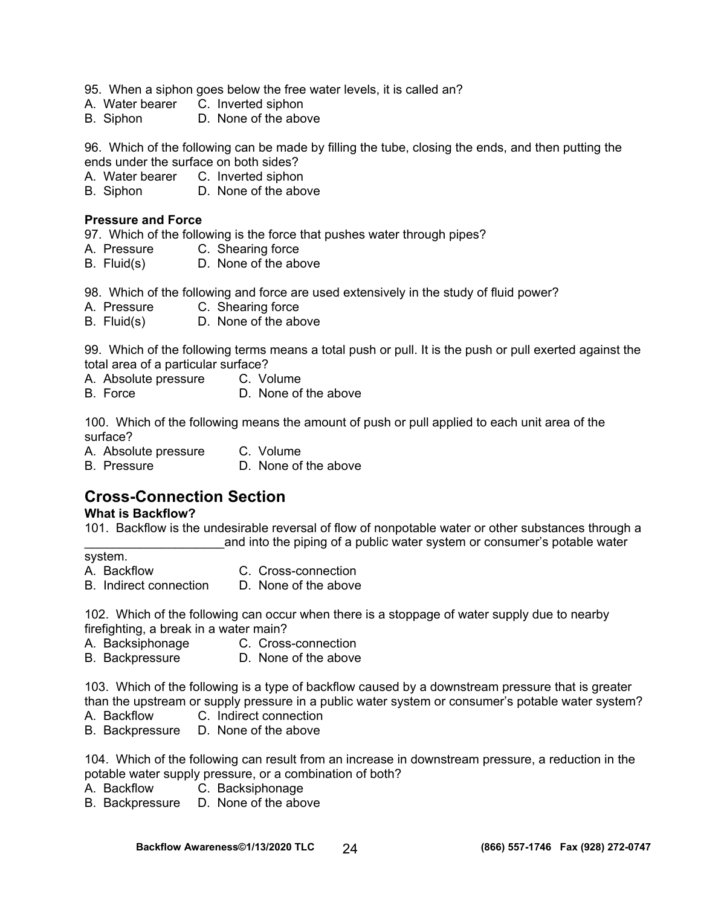95. When a siphon goes below the free water levels, it is called an?
A. Water bearer  C. Inverted siphon
B. Siphon  D. None of the above

96. Which of the following can be made by filling the tube, closing the ends, and then putting the ends under the surface on both sides?
A. Water bearer  C. Inverted siphon
B. Siphon  D. None of the above

**Pressure and Force**

97. Which of the following is the force that pushes water through pipes?
A. Pressure  C. Shearing force
B. Fluid(s)  D. None of the above

98. Which of the following and force are used extensively in the study of fluid power?
A. Pressure  C. Shearing force
B. Fluid(s)  D. None of the above

99. Which of the following terms means a total push or pull. It is the push or pull exerted against the total area of a particular surface?
A. Absolute pressure  C. Volume
B. Force  D. None of the above

100. Which of the following means the amount of push or pull applied to each unit area of the surface?
A. Absolute pressure  C. Volume
B. Pressure  D. None of the above

## Cross-Connection Section

**What is Backflow?**

101. Backflow is the undesirable reversal of flow of nonpotable water or other substances through a ____________________and into the piping of a public water system or consumer's potable water system.
A. Backflow  C. Cross-connection
B. Indirect connection  D. None of the above

102. Which of the following can occur when there is a stoppage of water supply due to nearby firefighting, a break in a water main?
A. Backsiphonage  C. Cross-connection
B. Backpressure  D. None of the above

103. Which of the following is a type of backflow caused by a downstream pressure that is greater than the upstream or supply pressure in a public water system or consumer's potable water system?
A. Backflow  C. Indirect connection
B. Backpressure  D. None of the above

104. Which of the following can result from an increase in downstream pressure, a reduction in the potable water supply pressure, or a combination of both?
A. Backflow  C. Backsiphonage
B. Backpressure  D. None of the above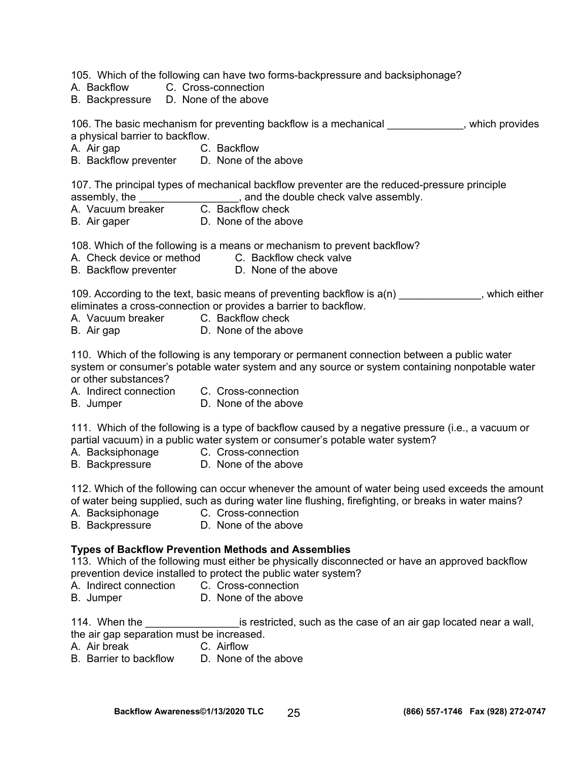105. Which of the following can have two forms-backpressure and backsiphonage?
A. Backflow C. Cross-connection
B. Backpressure D. None of the above

106. The basic mechanism for preventing backflow is a mechanical _____________, which provides a physical barrier to backflow.
A. Air gap C. Backflow
B. Backflow preventer D. None of the above

107. The principal types of mechanical backflow preventer are the reduced-pressure principle assembly, the _________________, and the double check valve assembly.
A. Vacuum breaker C. Backflow check
B. Air gaper D. None of the above

108. Which of the following is a means or mechanism to prevent backflow?
A. Check device or method C. Backflow check valve
B. Backflow preventer D. None of the above

109. According to the text, basic means of preventing backflow is a(n) ______________, which either eliminates a cross-connection or provides a barrier to backflow.
A. Vacuum breaker C. Backflow check
B. Air gap D. None of the above

110. Which of the following is any temporary or permanent connection between a public water system or consumer's potable water system and any source or system containing nonpotable water or other substances?
A. Indirect connection C. Cross-connection
B. Jumper D. None of the above

111. Which of the following is a type of backflow caused by a negative pressure (i.e., a vacuum or partial vacuum) in a public water system or consumer's potable water system?
A. Backsiphonage C. Cross-connection
B. Backpressure D. None of the above

112. Which of the following can occur whenever the amount of water being used exceeds the amount of water being supplied, such as during water line flushing, firefighting, or breaks in water mains?
A. Backsiphonage C. Cross-connection
B. Backpressure D. None of the above

**Types of Backflow Prevention Methods and Assemblies**

113. Which of the following must either be physically disconnected or have an approved backflow prevention device installed to protect the public water system?
A. Indirect connection C. Cross-connection
B. Jumper D. None of the above

114. When the ________________is restricted, such as the case of an air gap located near a wall, the air gap separation must be increased.
A. Air break C. Airflow
B. Barrier to backflow D. None of the above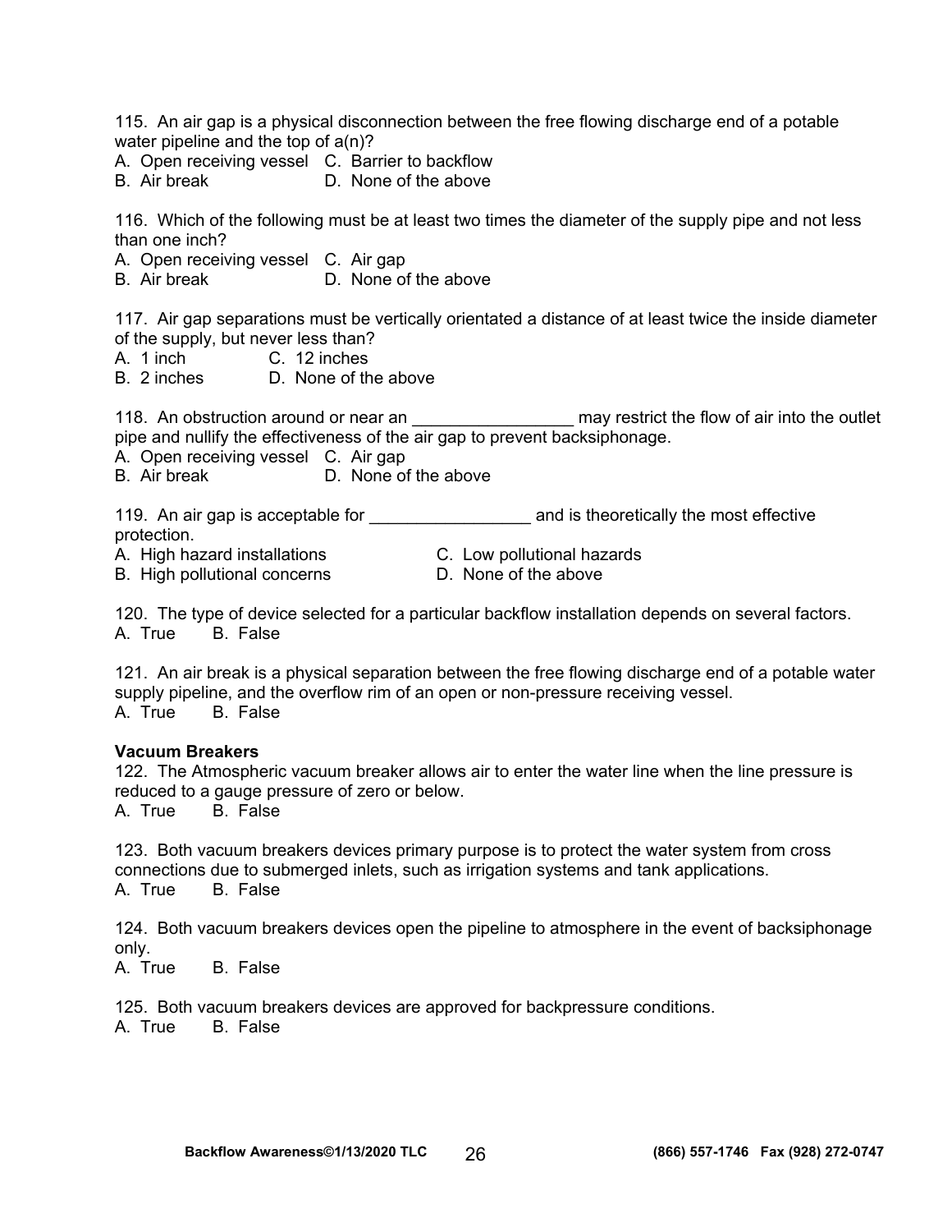115. An air gap is a physical disconnection between the free flowing discharge end of a potable water pipeline and the top of a(n)?

A. Open receiving vessel C. Barrier to backflow
B. Air break D. None of the above

116. Which of the following must be at least two times the diameter of the supply pipe and not less than one inch?

A. Open receiving vessel C. Air gap
B. Air break D. None of the above

117. Air gap separations must be vertically orientated a distance of at least twice the inside diameter of the supply, but never less than?

A. 1 inch C. 12 inches
B. 2 inches D. None of the above

118. An obstruction around or near an _________________ may restrict the flow of air into the outlet pipe and nullify the effectiveness of the air gap to prevent backsiphonage.

A. Open receiving vessel C. Air gap
B. Air break D. None of the above

119. An air gap is acceptable for _________________ and is theoretically the most effective protection.

A. High hazard installations C. Low pollutional hazards
B. High pollutional concerns D. None of the above

120. The type of device selected for a particular backflow installation depends on several factors.

A. True B. False

121. An air break is a physical separation between the free flowing discharge end of a potable water supply pipeline, and the overflow rim of an open or non-pressure receiving vessel.

A. True B. False

**Vacuum Breakers**

122. The Atmospheric vacuum breaker allows air to enter the water line when the line pressure is reduced to a gauge pressure of zero or below.

A. True B. False

123. Both vacuum breakers devices primary purpose is to protect the water system from cross connections due to submerged inlets, such as irrigation systems and tank applications.

A. True B. False

124. Both vacuum breakers devices open the pipeline to atmosphere in the event of backsiphonage only.

A. True B. False

125. Both vacuum breakers devices are approved for backpressure conditions.

A. True B. False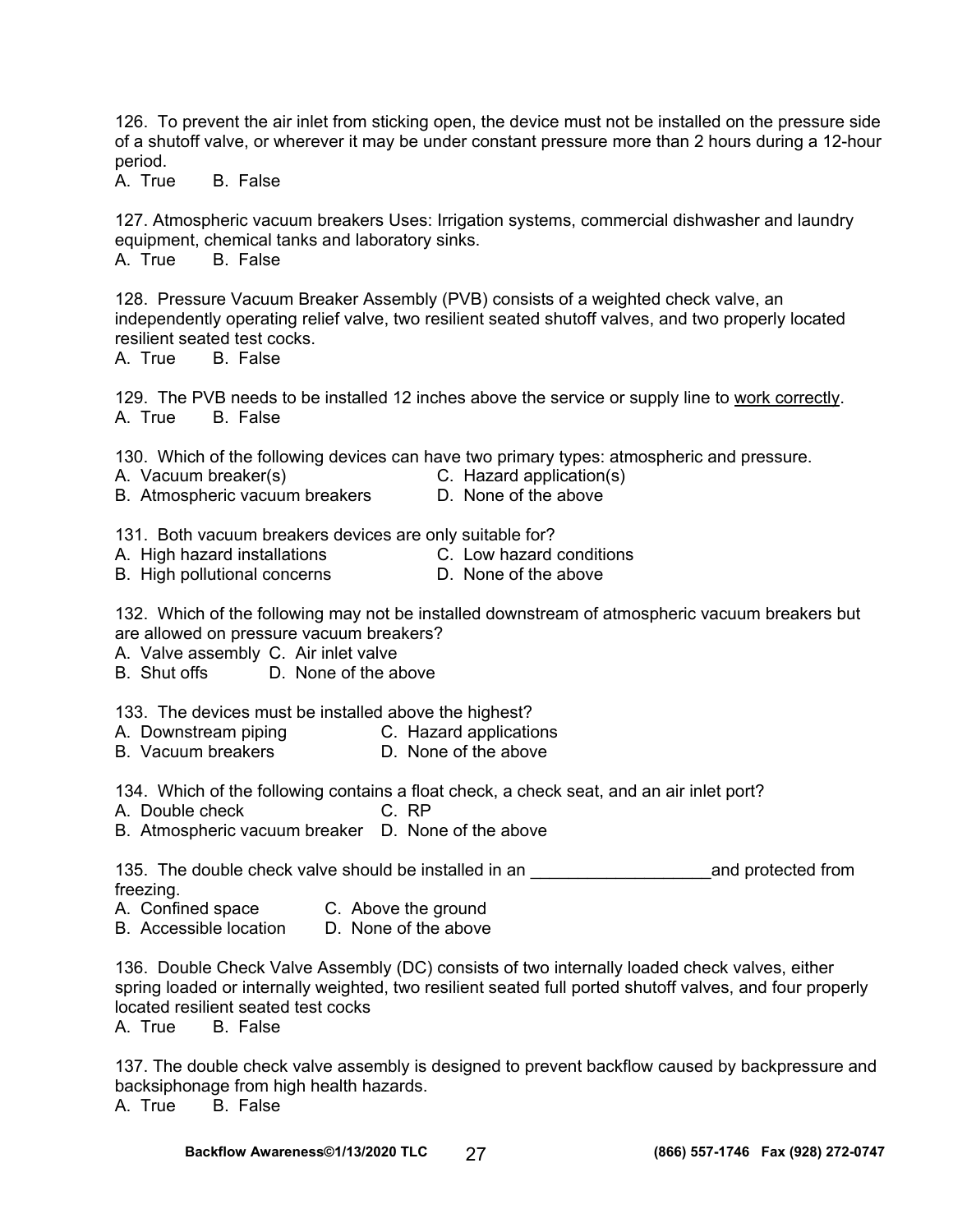126. To prevent the air inlet from sticking open, the device must not be installed on the pressure side of a shutoff valve, or wherever it may be under constant pressure more than 2 hours during a 12-hour period.
A. True B. False

127. Atmospheric vacuum breakers Uses: Irrigation systems, commercial dishwasher and laundry equipment, chemical tanks and laboratory sinks.
A. True B. False

128. Pressure Vacuum Breaker Assembly (PVB) consists of a weighted check valve, an independently operating relief valve, two resilient seated shutoff valves, and two properly located resilient seated test cocks.
A. True B. False

129. The PVB needs to be installed 12 inches above the service or supply line to <u>work correctly</u>.
A. True B. False

130. Which of the following devices can have two primary types: atmospheric and pressure.
A. Vacuum breaker(s)
B. Atmospheric vacuum breakers
C. Hazard application(s)
D. None of the above

131. Both vacuum breakers devices are only suitable for?
A. High hazard installations
B. High pollutional concerns
C. Low hazard conditions
D. None of the above

132. Which of the following may not be installed downstream of atmospheric vacuum breakers but are allowed on pressure vacuum breakers?
A. Valve assembly
B. Shut offs
C. Air inlet valve
D. None of the above

133. The devices must be installed above the highest?
A. Downstream piping
B. Vacuum breakers
C. Hazard applications
D. None of the above

134. Which of the following contains a float check, a check seat, and an air inlet port?
A. Double check
B. Atmospheric vacuum breaker
C. RP
D. None of the above

135. The double check valve should be installed in an ___________________and protected from freezing.
A. Confined space
B. Accessible location
C. Above the ground
D. None of the above

136. Double Check Valve Assembly (DC) consists of two internally loaded check valves, either spring loaded or internally weighted, two resilient seated full ported shutoff valves, and four properly located resilient seated test cocks
A. True B. False

137. The double check valve assembly is designed to prevent backflow caused by backpressure and backsiphonage from high health hazards.
A. True B. False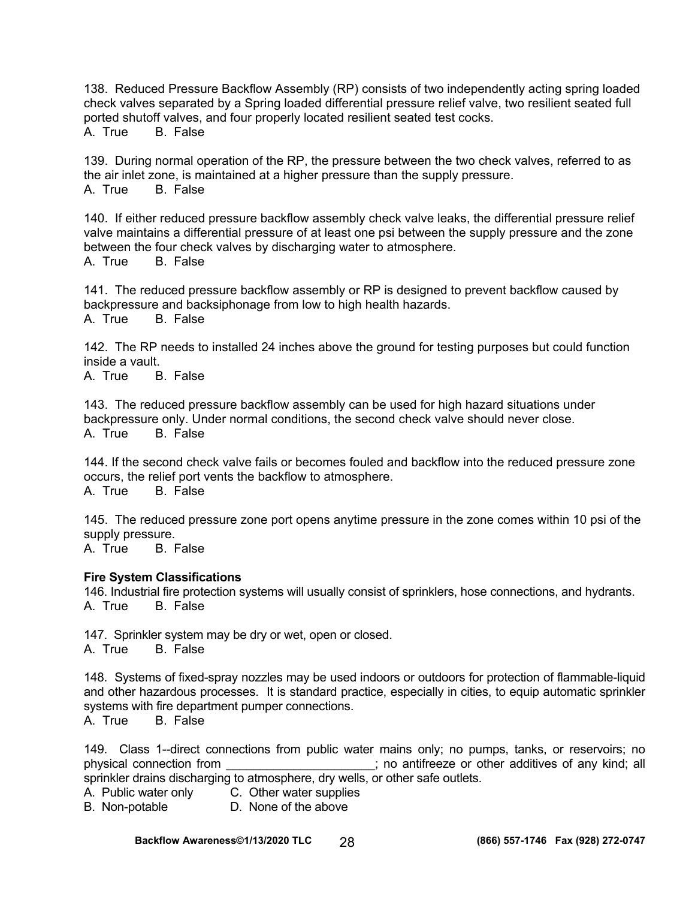138. Reduced Pressure Backflow Assembly (RP) consists of two independently acting spring loaded check valves separated by a Spring loaded differential pressure relief valve, two resilient seated full ported shutoff valves, and four properly located resilient seated test cocks.
A. True B. False

139. During normal operation of the RP, the pressure between the two check valves, referred to as the air inlet zone, is maintained at a higher pressure than the supply pressure.
A. True B. False

140. If either reduced pressure backflow assembly check valve leaks, the differential pressure relief valve maintains a differential pressure of at least one psi between the supply pressure and the zone between the four check valves by discharging water to atmosphere.
A. True B. False

141. The reduced pressure backflow assembly or RP is designed to prevent backflow caused by backpressure and backsiphonage from low to high health hazards.
A. True B. False

142. The RP needs to installed 24 inches above the ground for testing purposes but could function inside a vault.
A. True B. False

143. The reduced pressure backflow assembly can be used for high hazard situations under backpressure only. Under normal conditions, the second check valve should never close.
A. True B. False

144. If the second check valve fails or becomes fouled and backflow into the reduced pressure zone occurs, the relief port vents the backflow to atmosphere.
A. True B. False

145. The reduced pressure zone port opens anytime pressure in the zone comes within 10 psi of the supply pressure.
A. True B. False

**Fire System Classifications**

146. Industrial fire protection systems will usually consist of sprinklers, hose connections, and hydrants.
A. True B. False

147. Sprinkler system may be dry or wet, open or closed.
A. True B. False

148. Systems of fixed-spray nozzles may be used indoors or outdoors for protection of flammable-liquid and other hazardous processes. It is standard practice, especially in cities, to equip automatic sprinkler systems with fire department pumper connections.
A. True B. False

149. Class 1--direct connections from public water mains only; no pumps, tanks, or reservoirs; no physical connection from ______________________; no antifreeze or other additives of any kind; all sprinkler drains discharging to atmosphere, dry wells, or other safe outlets.

A. Public water only C. Other water supplies
B. Non-potable D. None of the above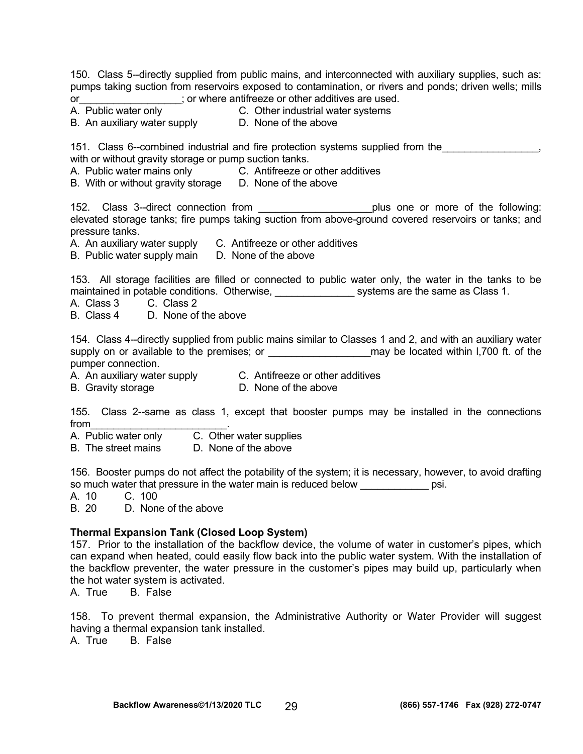150. Class 5--directly supplied from public mains, and interconnected with auxiliary supplies, such as: pumps taking suction from reservoirs exposed to contamination, or rivers and ponds; driven wells; mills or__________________; or where antifreeze or other additives are used.

A. Public water only
B. An auxiliary water supply
C. Other industrial water systems
D. None of the above

151. Class 6--combined industrial and fire protection systems supplied from the_________________, with or without gravity storage or pump suction tanks.

A. Public water mains only
B. With or without gravity storage
C. Antifreeze or other additives
D. None of the above

152. Class 3--direct connection from ____________________plus one or more of the following: elevated storage tanks; fire pumps taking suction from above-ground covered reservoirs or tanks; and pressure tanks.

A. An auxiliary water supply
B. Public water supply main
C. Antifreeze or other additives
D. None of the above

153. All storage facilities are filled or connected to public water only, the water in the tanks to be maintained in potable conditions. Otherwise, ______________ systems are the same as Class 1.

A. Class 3
B. Class 4
C. Class 2
D. None of the above

154. Class 4--directly supplied from public mains similar to Classes 1 and 2, and with an auxiliary water supply on or available to the premises; or __________________may be located within l,700 ft. of the pumper connection.

A. An auxiliary water supply
B. Gravity storage
C. Antifreeze or other additives
D. None of the above

155. Class 2--same as class 1, except that booster pumps may be installed in the connections from________________________.

A. Public water only
B. The street mains
C. Other water supplies
D. None of the above

156. Booster pumps do not affect the potability of the system; it is necessary, however, to avoid drafting so much water that pressure in the water main is reduced below ____________ psi.

A. 10
B. 20
C. 100
D. None of the above

**Thermal Expansion Tank (Closed Loop System)**

157. Prior to the installation of the backflow device, the volume of water in customer's pipes, which can expand when heated, could easily flow back into the public water system. With the installation of the backflow preventer, the water pressure in the customer's pipes may build up, particularly when the hot water system is activated.

A. True B. False

158. To prevent thermal expansion, the Administrative Authority or Water Provider will suggest having a thermal expansion tank installed.

A. True B. False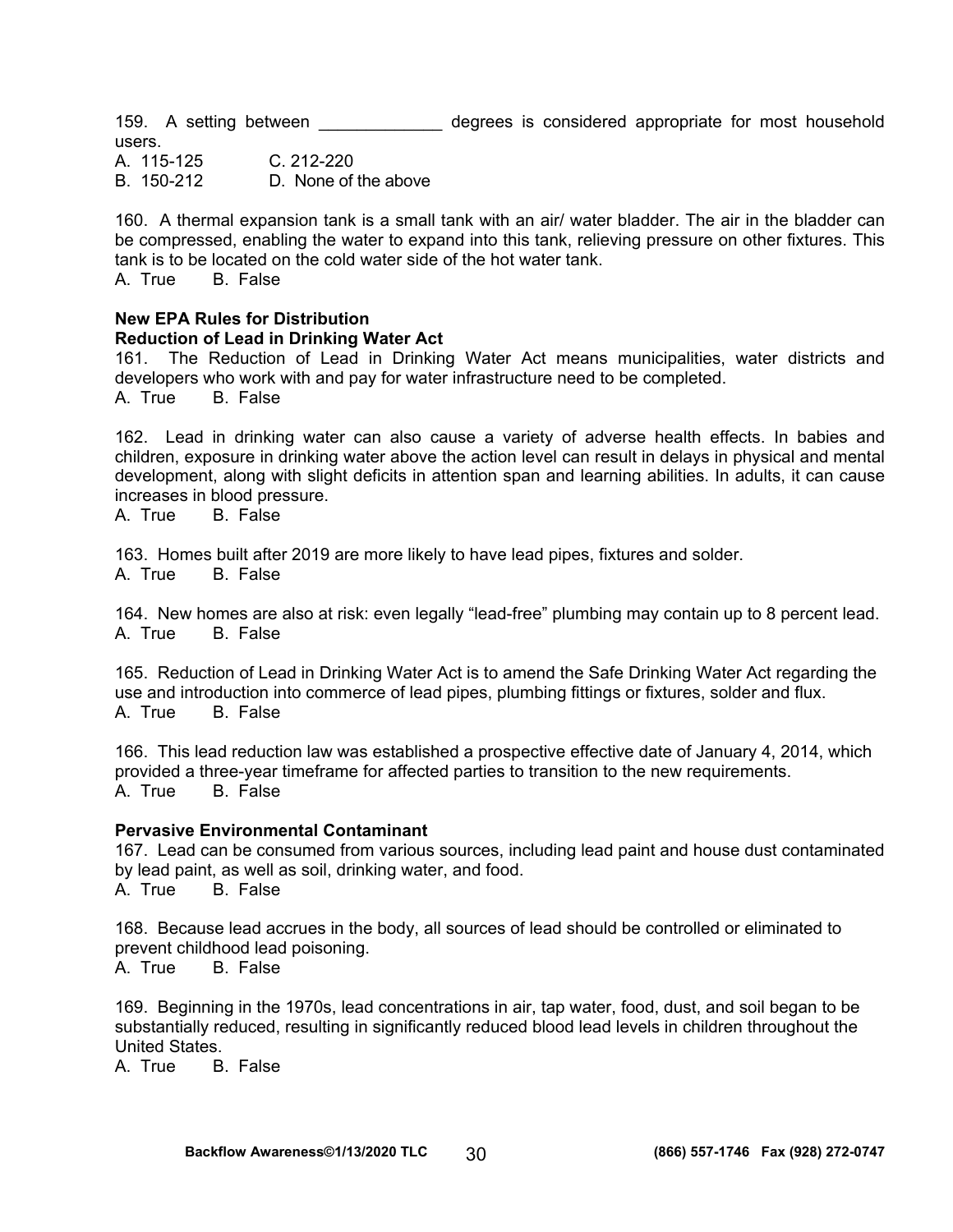159. A setting between _____________ degrees is considered appropriate for most household users.

A. 115-125 C. 212-220
B. 150-212 D. None of the above

160. A thermal expansion tank is a small tank with an air/ water bladder. The air in the bladder can be compressed, enabling the water to expand into this tank, relieving pressure on other fixtures. This tank is to be located on the cold water side of the hot water tank.

A. True B. False

**New EPA Rules for Distribution**
**Reduction of Lead in Drinking Water Act**

161. The Reduction of Lead in Drinking Water Act means municipalities, water districts and developers who work with and pay for water infrastructure need to be completed.

A. True B. False

162. Lead in drinking water can also cause a variety of adverse health effects. In babies and children, exposure in drinking water above the action level can result in delays in physical and mental development, along with slight deficits in attention span and learning abilities. In adults, it can cause increases in blood pressure.

A. True B. False

163. Homes built after 2019 are more likely to have lead pipes, fixtures and solder.

A. True B. False

164. New homes are also at risk: even legally "lead-free" plumbing may contain up to 8 percent lead.

A. True B. False

165. Reduction of Lead in Drinking Water Act is to amend the Safe Drinking Water Act regarding the use and introduction into commerce of lead pipes, plumbing fittings or fixtures, solder and flux.

A. True B. False

166. This lead reduction law was established a prospective effective date of January 4, 2014, which provided a three-year timeframe for affected parties to transition to the new requirements.

A. True B. False

**Pervasive Environmental Contaminant**

167. Lead can be consumed from various sources, including lead paint and house dust contaminated by lead paint, as well as soil, drinking water, and food.

A. True B. False

168. Because lead accrues in the body, all sources of lead should be controlled or eliminated to prevent childhood lead poisoning.

A. True B. False

169. Beginning in the 1970s, lead concentrations in air, tap water, food, dust, and soil began to be substantially reduced, resulting in significantly reduced blood lead levels in children throughout the United States.

A. True B. False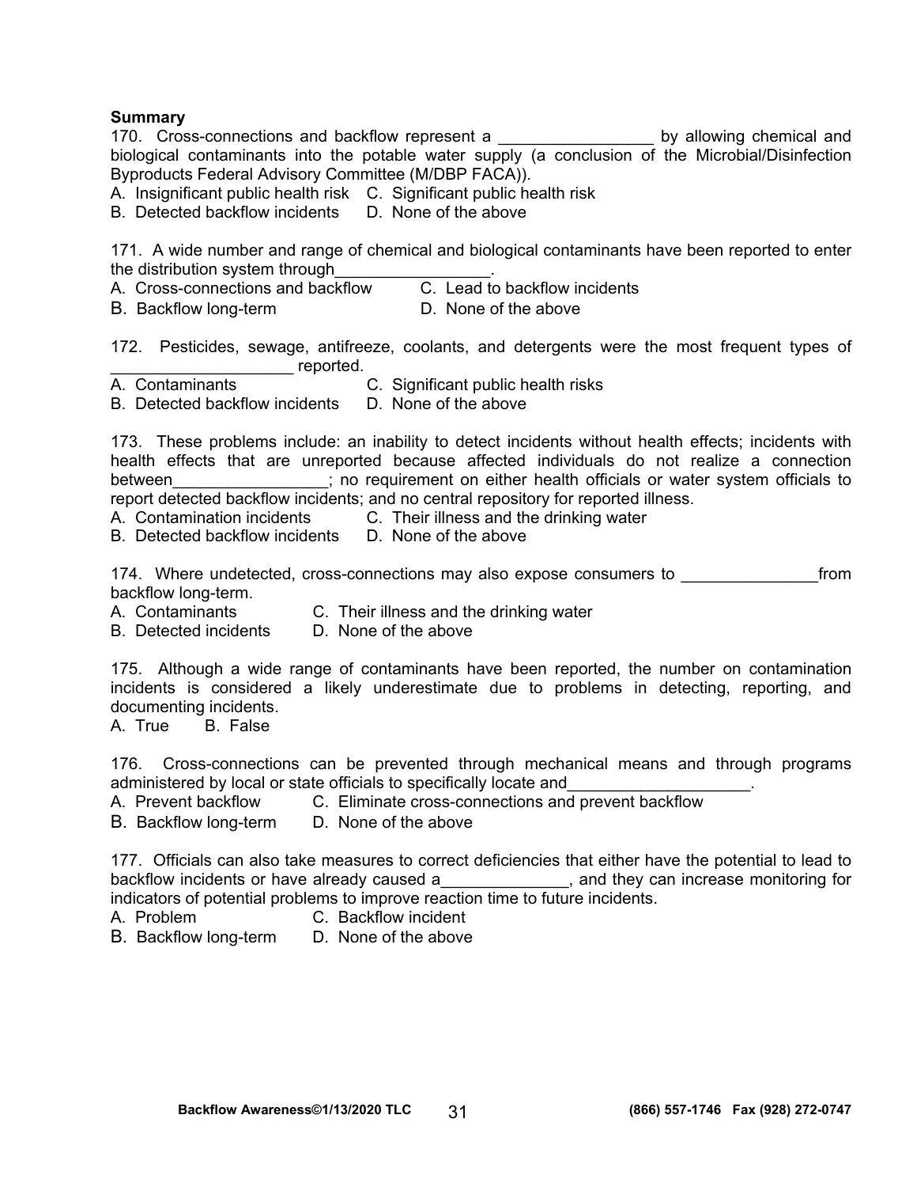**Summary**

170. Cross-connections and backflow represent a _________________ by allowing chemical and biological contaminants into the potable water supply (a conclusion of the Microbial/Disinfection Byproducts Federal Advisory Committee (M/DBP FACA)).
A. Insignificant public health risk C. Significant public health risk
B. Detected backflow incidents D. None of the above

171. A wide number and range of chemical and biological contaminants have been reported to enter the distribution system through_________________.
A. Cross-connections and backflow C. Lead to backflow incidents
B. Backflow long-term D. None of the above

172. Pesticides, sewage, antifreeze, coolants, and detergents were the most frequent types of ____________________ reported.
A. Contaminants C. Significant public health risks
B. Detected backflow incidents D. None of the above

173. These problems include: an inability to detect incidents without health effects; incidents with health effects that are unreported because affected individuals do not realize a connection between_________________; no requirement on either health officials or water system officials to report detected backflow incidents; and no central repository for reported illness.
A. Contamination incidents C. Their illness and the drinking water
B. Detected backflow incidents D. None of the above

174. Where undetected, cross-connections may also expose consumers to _______________from backflow long-term.
A. Contaminants C. Their illness and the drinking water
B. Detected incidents D. None of the above

175. Although a wide range of contaminants have been reported, the number on contamination incidents is considered a likely underestimate due to problems in detecting, reporting, and documenting incidents.
A. True B. False

176. Cross-connections can be prevented through mechanical means and through programs administered by local or state officials to specifically locate and____________________.
A. Prevent backflow C. Eliminate cross-connections and prevent backflow
B. Backflow long-term D. None of the above

177. Officials can also take measures to correct deficiencies that either have the potential to lead to backflow incidents or have already caused a______________, and they can increase monitoring for indicators of potential problems to improve reaction time to future incidents.
A. Problem C. Backflow incident
B. Backflow long-term D. None of the above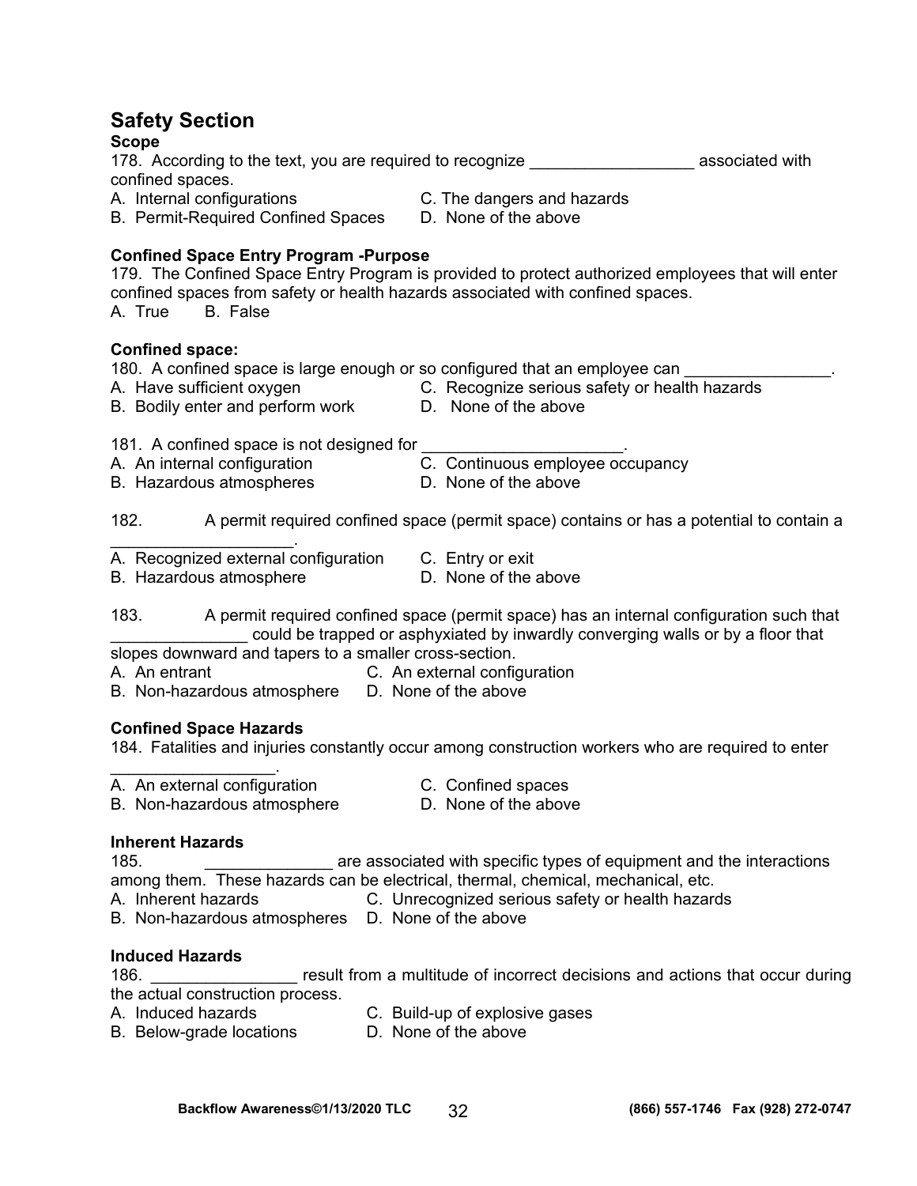## Safety Section

**Scope**

178. According to the text, you are required to recognize __________________ associated with confined spaces.

A. Internal configurations
B. Permit-Required Confined Spaces
C. The dangers and hazards
D. None of the above

**Confined Space Entry Program -Purpose**

179. The Confined Space Entry Program is provided to protect authorized employees that will enter confined spaces from safety or health hazards associated with confined spaces.

A. True B. False

**Confined space:**

180. A confined space is large enough or so configured that an employee can ________________.

A. Have sufficient oxygen
B. Bodily enter and perform work
C. Recognize serious safety or health hazards
D. None of the above

181. A confined space is not designed for ______________________.

A. An internal configuration
B. Hazardous atmospheres
C. Continuous employee occupancy
D. None of the above

182. A permit required confined space (permit space) contains or has a potential to contain a ____________________.

A. Recognized external configuration
B. Hazardous atmosphere
C. Entry or exit
D. None of the above

183. A permit required confined space (permit space) has an internal configuration such that _______________ could be trapped or asphyxiated by inwardly converging walls or by a floor that slopes downward and tapers to a smaller cross-section.

A. An entrant
B. Non-hazardous atmosphere
C. An external configuration
D. None of the above

**Confined Space Hazards**

184. Fatalities and injuries constantly occur among construction workers who are required to enter __________________.

A. An external configuration
B. Non-hazardous atmosphere
C. Confined spaces
D. None of the above

**Inherent Hazards**

185. ______________ are associated with specific types of equipment and the interactions among them. These hazards can be electrical, thermal, chemical, mechanical, etc.

A. Inherent hazards
B. Non-hazardous atmospheres
C. Unrecognized serious safety or health hazards
D. None of the above

**Induced Hazards**

186. ________________ result from a multitude of incorrect decisions and actions that occur during the actual construction process.

A. Induced hazards
B. Below-grade locations
C. Build-up of explosive gases
D. None of the above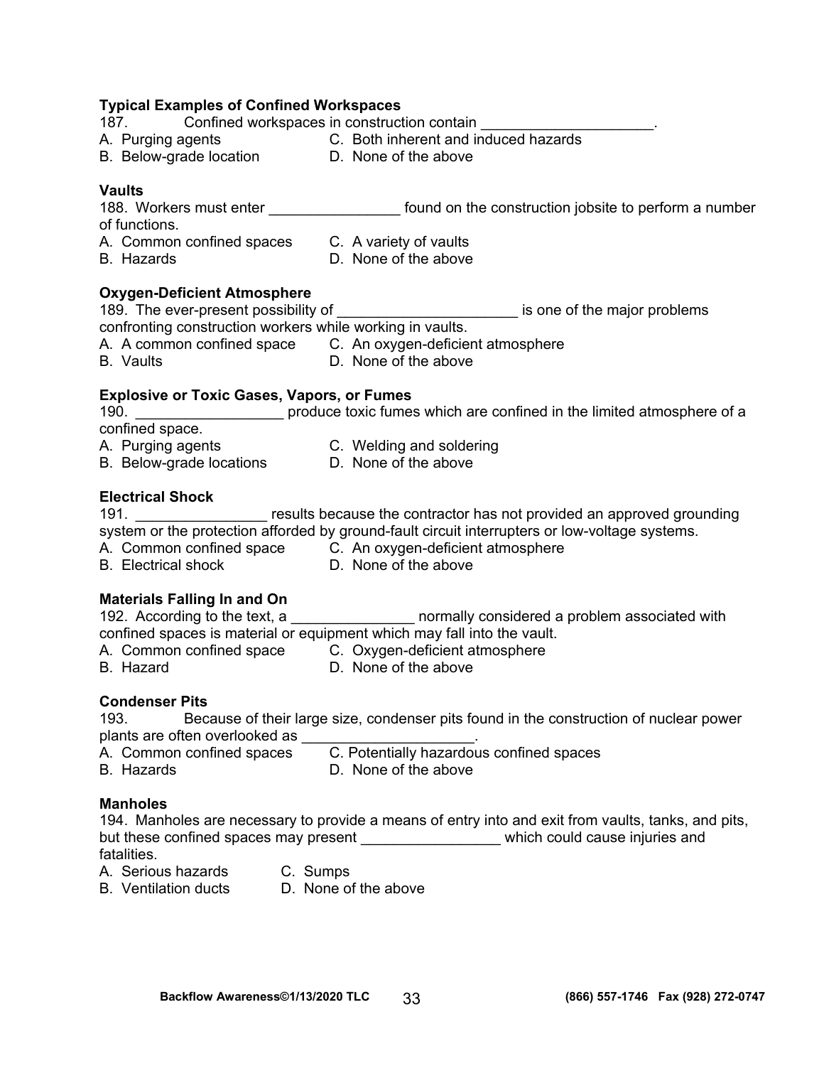**Typical Examples of Confined Workspaces**

187. Confined workspaces in construction contain _____________________.

A. Purging agents
B. Below-grade location
C. Both inherent and induced hazards
D. None of the above

**Vaults**

188. Workers must enter ________________ found on the construction jobsite to perform a number of functions.

A. Common confined spaces
B. Hazards
C. A variety of vaults
D. None of the above

**Oxygen-Deficient Atmosphere**

189. The ever-present possibility of ______________________ is one of the major problems confronting construction workers while working in vaults.

A. A common confined space
B. Vaults
C. An oxygen-deficient atmosphere
D. None of the above

**Explosive or Toxic Gases, Vapors, or Fumes**

190. __________________ produce toxic fumes which are confined in the limited atmosphere of a confined space.

A. Purging agents
B. Below-grade locations
C. Welding and soldering
D. None of the above

**Electrical Shock**

191. ________________ results because the contractor has not provided an approved grounding system or the protection afforded by ground-fault circuit interrupters or low-voltage systems.

A. Common confined space
B. Electrical shock
C. An oxygen-deficient atmosphere
D. None of the above

**Materials Falling In and On**

192. According to the text, a _______________ normally considered a problem associated with confined spaces is material or equipment which may fall into the vault.

A. Common confined space
B. Hazard
C. Oxygen-deficient atmosphere
D. None of the above

**Condenser Pits**

193. Because of their large size, condenser pits found in the construction of nuclear power plants are often overlooked as _____________________.

A. Common confined spaces
B. Hazards
C. Potentially hazardous confined spaces
D. None of the above

**Manholes**

194. Manholes are necessary to provide a means of entry into and exit from vaults, tanks, and pits, but these confined spaces may present _________________ which could cause injuries and fatalities.

A. Serious hazards
B. Ventilation ducts
C. Sumps
D. None of the above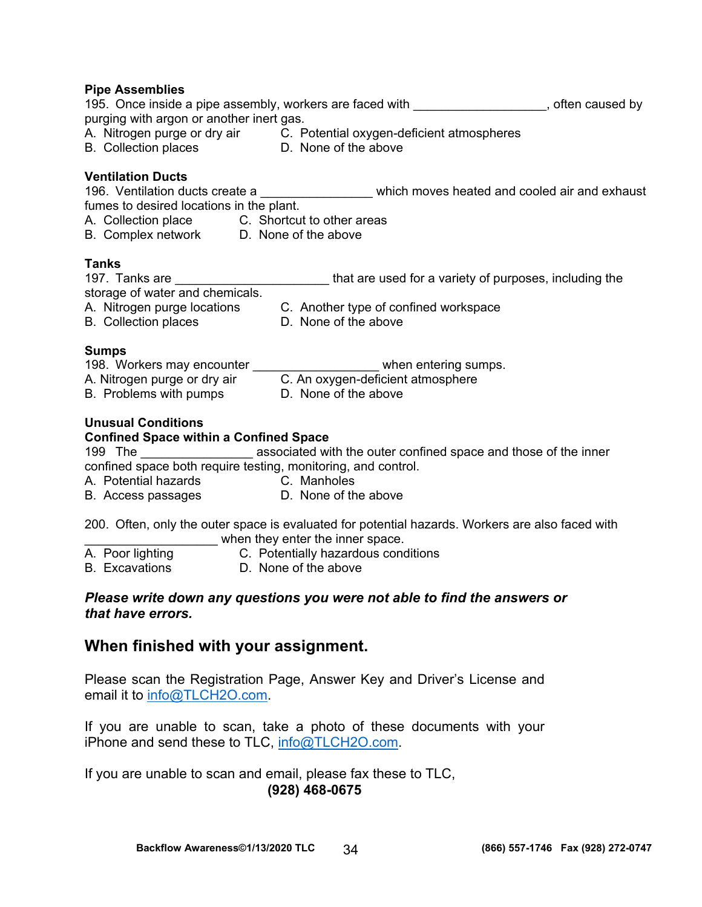**Pipe Assemblies**

195. Once inside a pipe assembly, workers are faced with ________________, often caused by purging with argon or another inert gas.

A. Nitrogen purge or dry air
B. Collection places
C. Potential oxygen-deficient atmospheres
D. None of the above

**Ventilation Ducts**

196. Ventilation ducts create a ______________ which moves heated and cooled air and exhaust fumes to desired locations in the plant.

A. Collection place
B. Complex network
C. Shortcut to other areas
D. None of the above

**Tanks**

197. Tanks are ____________________ that are used for a variety of purposes, including the storage of water and chemicals.

A. Nitrogen purge locations
B. Collection places
C. Another type of confined workspace
D. None of the above

**Sumps**

198. Workers may encounter ________________ when entering sumps.

A. Nitrogen purge or dry air
B. Problems with pumps
C. An oxygen-deficient atmosphere
D. None of the above

**Unusual Conditions**

**Confined Space within a Confined Space**

199 The ______________ associated with the outer confined space and those of the inner confined space both require testing, monitoring, and control.

A. Potential hazards
B. Access passages
C. Manholes
D. None of the above

200. Often, only the outer space is evaluated for potential hazards. Workers are also faced with ________________ when they enter the inner space.

A. Poor lighting
B. Excavations
C. Potentially hazardous conditions
D. None of the above

***Please write down any questions you were not able to find the answers or that have errors.***

## When finished with your assignment.

Please scan the Registration Page, Answer Key and Driver's License and email it to info@TLCH2O.com.

If you are unable to scan, take a photo of these documents with your iPhone and send these to TLC, info@TLCH2O.com.

If you are unable to scan and email, please fax these to TLC,

**(928) 468-0675**